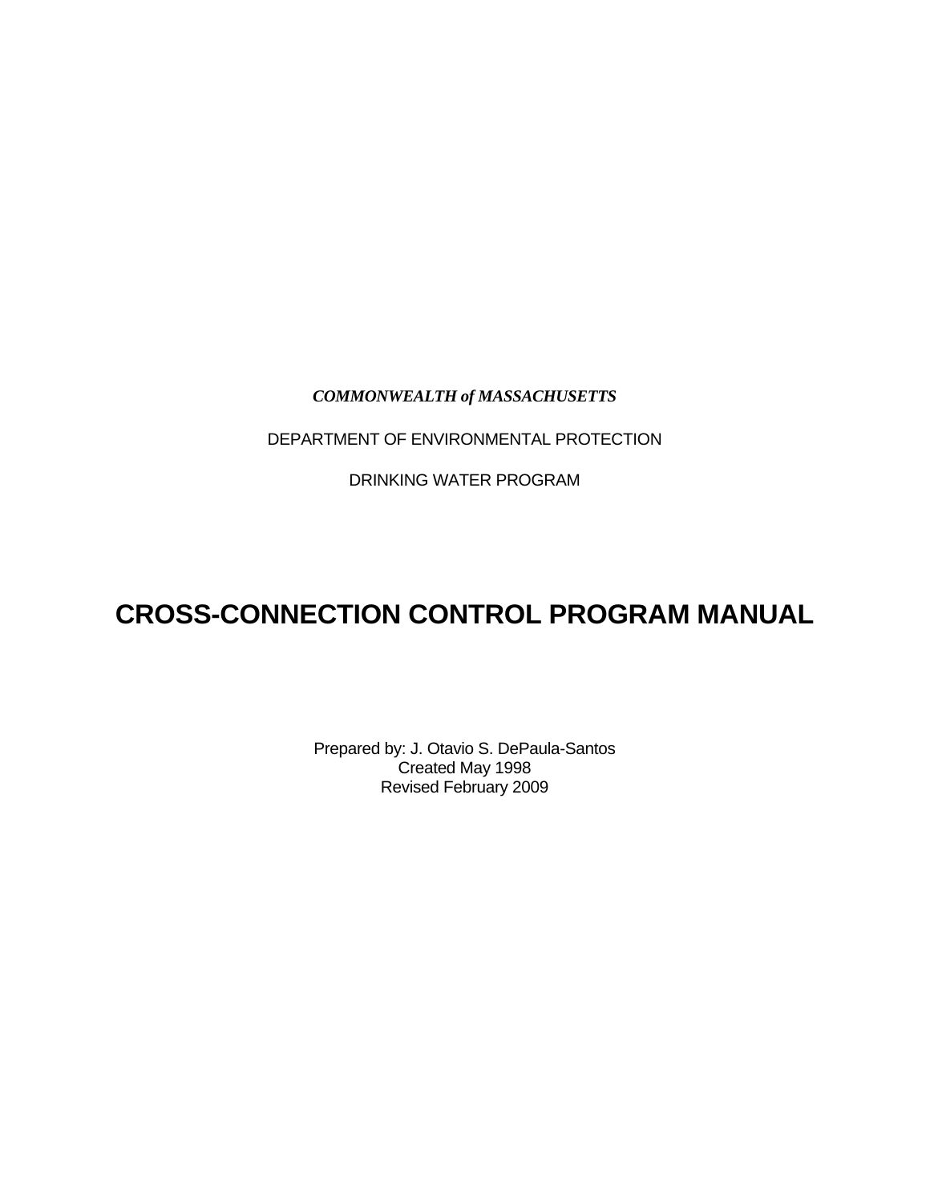*COMMONWEALTH of MASSACHUSETTS*

DEPARTMENT OF ENVIRONMENTAL PROTECTION

DRINKING WATER PROGRAM

# CROSS-CONNECTION CONTROL PROGRAM MANUAL

Prepared by: J. Otavio S. DePaula-Santos
Created May 1998
Revised February 2009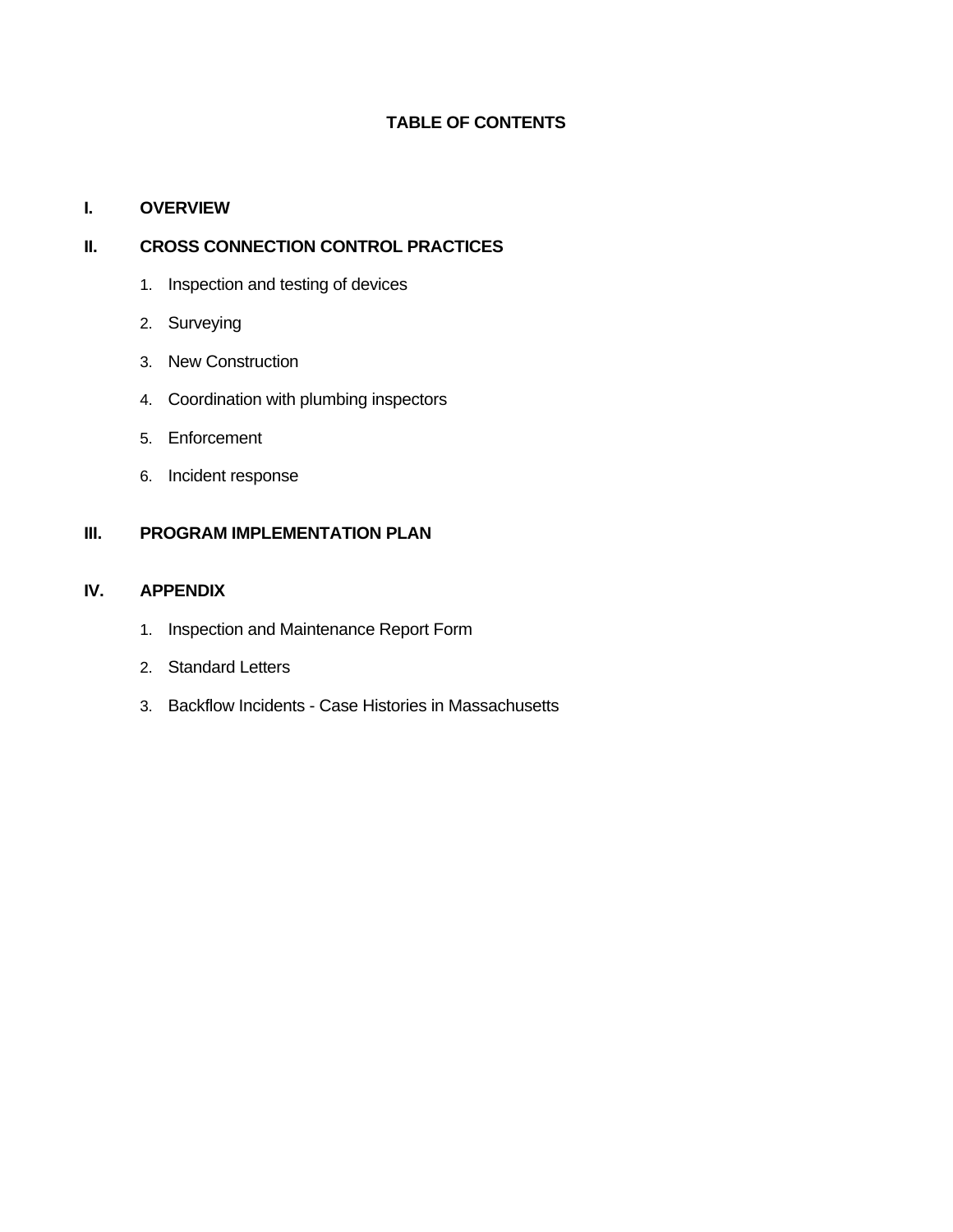# TABLE OF CONTENTS

**I. OVERVIEW**

**II. CROSS CONNECTION CONTROL PRACTICES**

1. Inspection and testing of devices
2. Surveying
3. New Construction
4. Coordination with plumbing inspectors
5. Enforcement
6. Incident response

**III. PROGRAM IMPLEMENTATION PLAN**

**IV. APPENDIX**

1. Inspection and Maintenance Report Form
2. Standard Letters
3. Backflow Incidents - Case Histories in Massachusetts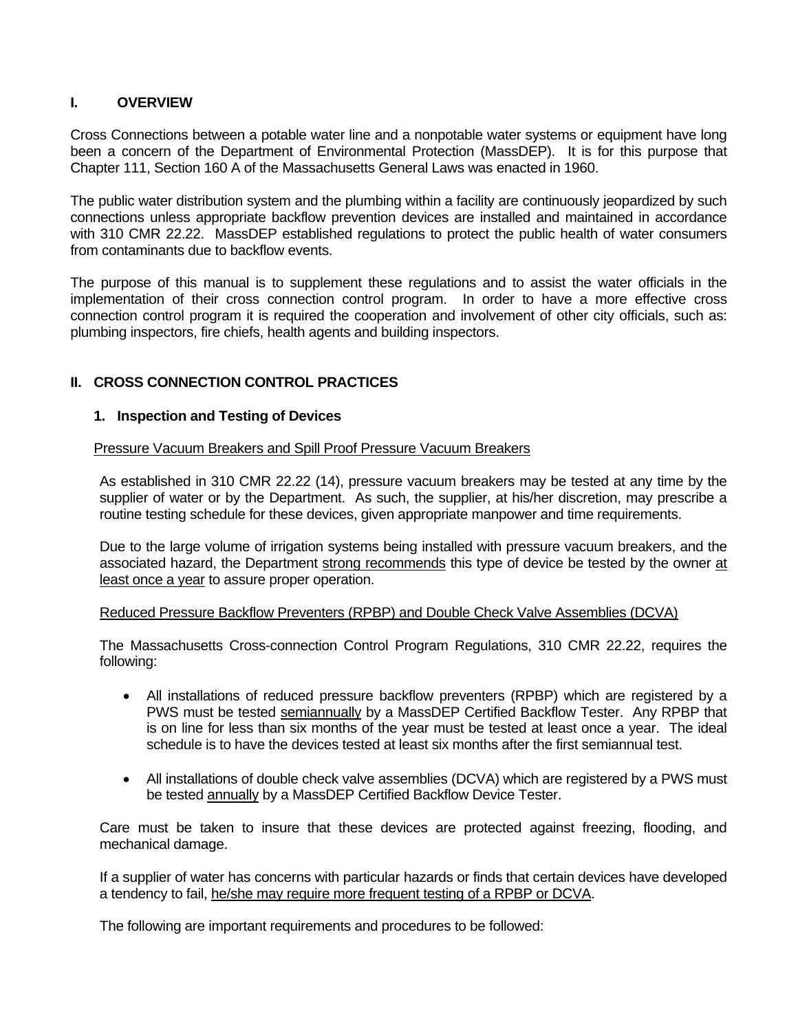## I. OVERVIEW

Cross Connections between a potable water line and a nonpotable water systems or equipment have long been a concern of the Department of Environmental Protection (MassDEP). It is for this purpose that Chapter 111, Section 160 A of the Massachusetts General Laws was enacted in 1960.

The public water distribution system and the plumbing within a facility are continuously jeopardized by such connections unless appropriate backflow prevention devices are installed and maintained in accordance with 310 CMR 22.22. MassDEP established regulations to protect the public health of water consumers from contaminants due to backflow events.

The purpose of this manual is to supplement these regulations and to assist the water officials in the implementation of their cross connection control program. In order to have a more effective cross connection control program it is required the cooperation and involvement of other city officials, such as: plumbing inspectors, fire chiefs, health agents and building inspectors.

## II. CROSS CONNECTION CONTROL PRACTICES

### 1. Inspection and Testing of Devices

Pressure Vacuum Breakers and Spill Proof Pressure Vacuum Breakers

As established in 310 CMR 22.22 (14), pressure vacuum breakers may be tested at any time by the supplier of water or by the Department. As such, the supplier, at his/her discretion, may prescribe a routine testing schedule for these devices, given appropriate manpower and time requirements.

Due to the large volume of irrigation systems being installed with pressure vacuum breakers, and the associated hazard, the Department strong recommends this type of device be tested by the owner at least once a year to assure proper operation.

Reduced Pressure Backflow Preventers (RPBP) and Double Check Valve Assemblies (DCVA)

The Massachusetts Cross-connection Control Program Regulations, 310 CMR 22.22, requires the following:

- All installations of reduced pressure backflow preventers (RPBP) which are registered by a PWS must be tested semiannually by a MassDEP Certified Backflow Tester. Any RPBP that is on line for less than six months of the year must be tested at least once a year. The ideal schedule is to have the devices tested at least six months after the first semiannual test.
- All installations of double check valve assemblies (DCVA) which are registered by a PWS must be tested annually by a MassDEP Certified Backflow Device Tester.

Care must be taken to insure that these devices are protected against freezing, flooding, and mechanical damage.

If a supplier of water has concerns with particular hazards or finds that certain devices have developed a tendency to fail, he/she may require more frequent testing of a RPBP or DCVA.

The following are important requirements and procedures to be followed: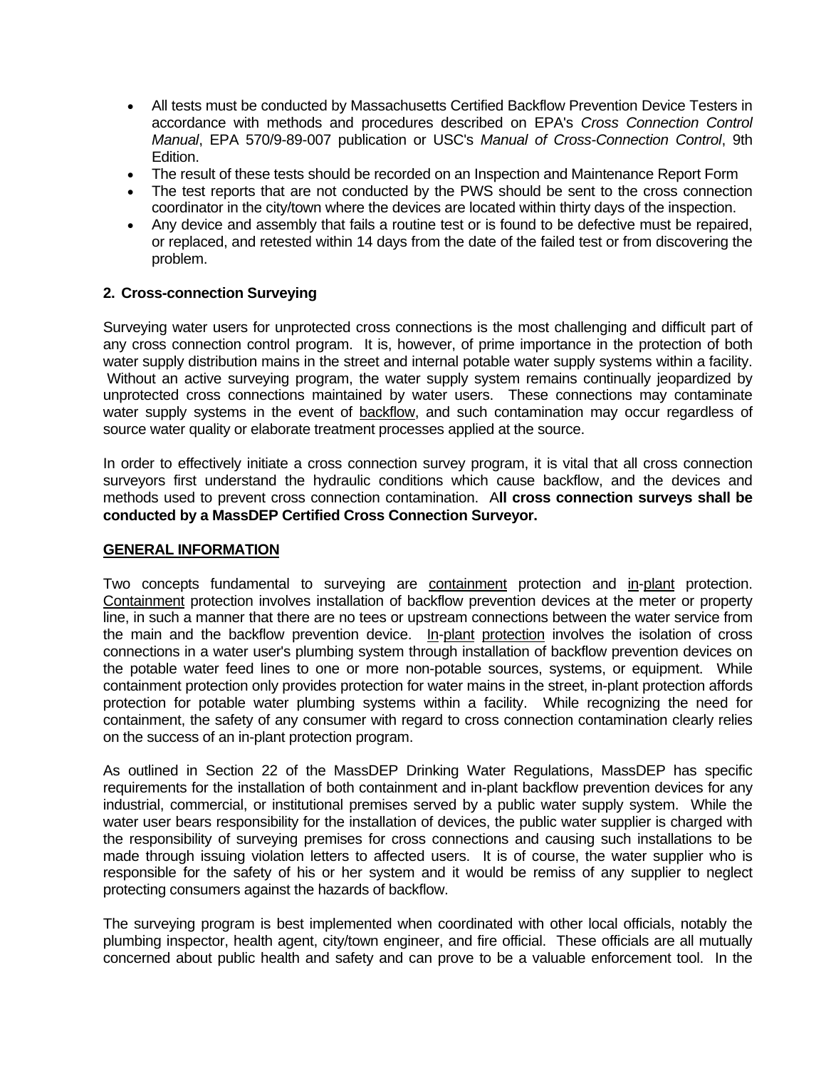- All tests must be conducted by Massachusetts Certified Backflow Prevention Device Testers in accordance with methods and procedures described on EPA's *Cross Connection Control Manual*, EPA 570/9-89-007 publication or USC's *Manual of Cross-Connection Control*, 9th Edition.
- The result of these tests should be recorded on an Inspection and Maintenance Report Form
- The test reports that are not conducted by the PWS should be sent to the cross connection coordinator in the city/town where the devices are located within thirty days of the inspection.
- Any device and assembly that fails a routine test or is found to be defective must be repaired, or replaced, and retested within 14 days from the date of the failed test or from discovering the problem.

### 2. Cross-connection Surveying

Surveying water users for unprotected cross connections is the most challenging and difficult part of any cross connection control program. It is, however, of prime importance in the protection of both water supply distribution mains in the street and internal potable water supply systems within a facility. Without an active surveying program, the water supply system remains continually jeopardized by unprotected cross connections maintained by water users. These connections may contaminate water supply systems in the event of backflow, and such contamination may occur regardless of source water quality or elaborate treatment processes applied at the source.

In order to effectively initiate a cross connection survey program, it is vital that all cross connection surveyors first understand the hydraulic conditions which cause backflow, and the devices and methods used to prevent cross connection contamination. A**ll cross connection surveys shall be conducted by a MassDEP Certified Cross Connection Surveyor.**

**GENERAL INFORMATION**

Two concepts fundamental to surveying are containment protection and in-plant protection. Containment protection involves installation of backflow prevention devices at the meter or property line, in such a manner that there are no tees or upstream connections between the water service from the main and the backflow prevention device. In-plant protection involves the isolation of cross connections in a water user's plumbing system through installation of backflow prevention devices on the potable water feed lines to one or more non-potable sources, systems, or equipment. While containment protection only provides protection for water mains in the street, in-plant protection affords protection for potable water plumbing systems within a facility. While recognizing the need for containment, the safety of any consumer with regard to cross connection contamination clearly relies on the success of an in-plant protection program.

As outlined in Section 22 of the MassDEP Drinking Water Regulations, MassDEP has specific requirements for the installation of both containment and in-plant backflow prevention devices for any industrial, commercial, or institutional premises served by a public water supply system. While the water user bears responsibility for the installation of devices, the public water supplier is charged with the responsibility of surveying premises for cross connections and causing such installations to be made through issuing violation letters to affected users. It is of course, the water supplier who is responsible for the safety of his or her system and it would be remiss of any supplier to neglect protecting consumers against the hazards of backflow.

The surveying program is best implemented when coordinated with other local officials, notably the plumbing inspector, health agent, city/town engineer, and fire official. These officials are all mutually concerned about public health and safety and can prove to be a valuable enforcement tool. In the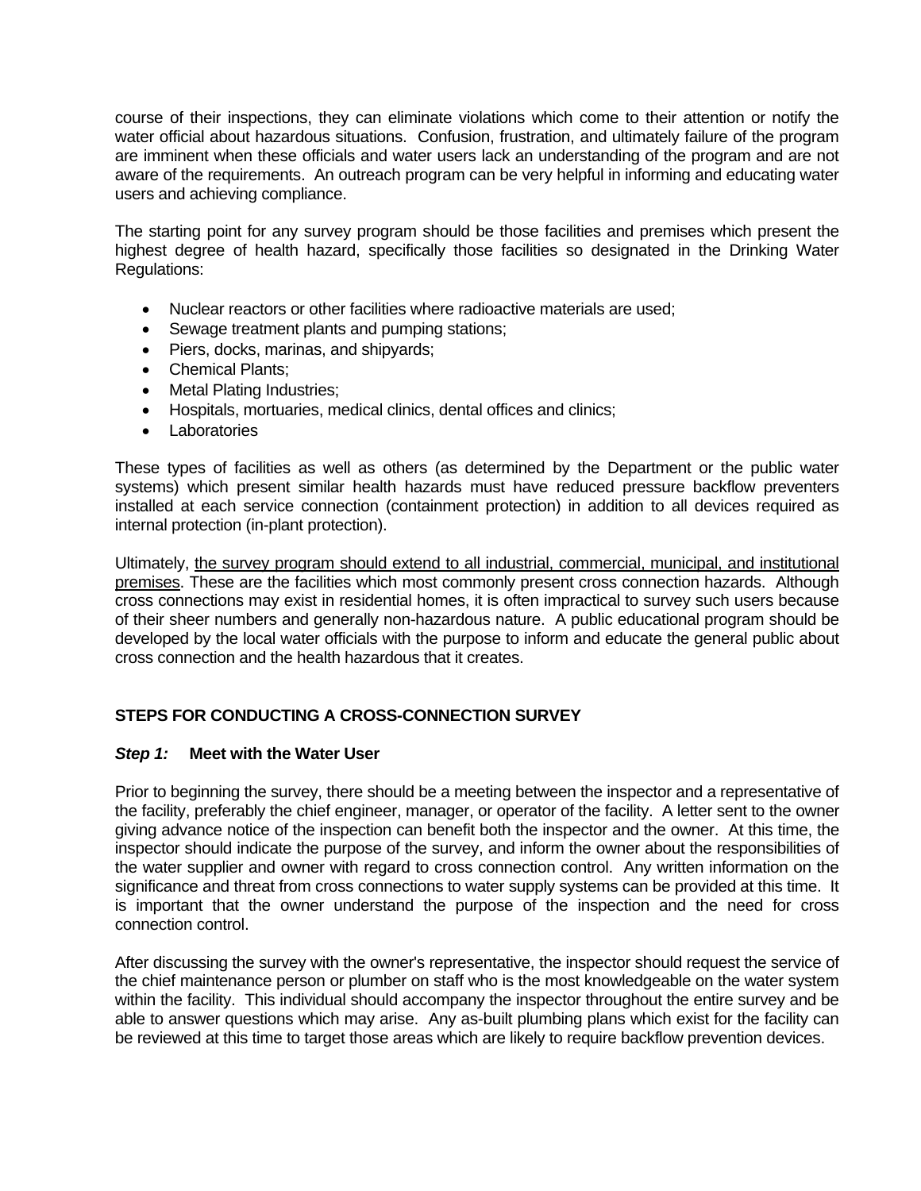course of their inspections, they can eliminate violations which come to their attention or notify the water official about hazardous situations. Confusion, frustration, and ultimately failure of the program are imminent when these officials and water users lack an understanding of the program and are not aware of the requirements. An outreach program can be very helpful in informing and educating water users and achieving compliance.

The starting point for any survey program should be those facilities and premises which present the highest degree of health hazard, specifically those facilities so designated in the Drinking Water Regulations:

- Nuclear reactors or other facilities where radioactive materials are used;
- Sewage treatment plants and pumping stations;
- Piers, docks, marinas, and shipyards;
- Chemical Plants;
- Metal Plating Industries;
- Hospitals, mortuaries, medical clinics, dental offices and clinics;
- Laboratories

These types of facilities as well as others (as determined by the Department or the public water systems) which present similar health hazards must have reduced pressure backflow preventers installed at each service connection (containment protection) in addition to all devices required as internal protection (in-plant protection).

Ultimately, <u>the survey program should extend to all industrial, commercial, municipal, and institutional premises</u>. These are the facilities which most commonly present cross connection hazards. Although cross connections may exist in residential homes, it is often impractical to survey such users because of their sheer numbers and generally non-hazardous nature. A public educational program should be developed by the local water officials with the purpose to inform and educate the general public about cross connection and the health hazardous that it creates.

## STEPS FOR CONDUCTING A CROSS-CONNECTION SURVEY

### ***Step 1:*** **Meet with the Water User**

Prior to beginning the survey, there should be a meeting between the inspector and a representative of the facility, preferably the chief engineer, manager, or operator of the facility. A letter sent to the owner giving advance notice of the inspection can benefit both the inspector and the owner. At this time, the inspector should indicate the purpose of the survey, and inform the owner about the responsibilities of the water supplier and owner with regard to cross connection control. Any written information on the significance and threat from cross connections to water supply systems can be provided at this time. It is important that the owner understand the purpose of the inspection and the need for cross connection control.

After discussing the survey with the owner's representative, the inspector should request the service of the chief maintenance person or plumber on staff who is the most knowledgeable on the water system within the facility. This individual should accompany the inspector throughout the entire survey and be able to answer questions which may arise. Any as-built plumbing plans which exist for the facility can be reviewed at this time to target those areas which are likely to require backflow prevention devices.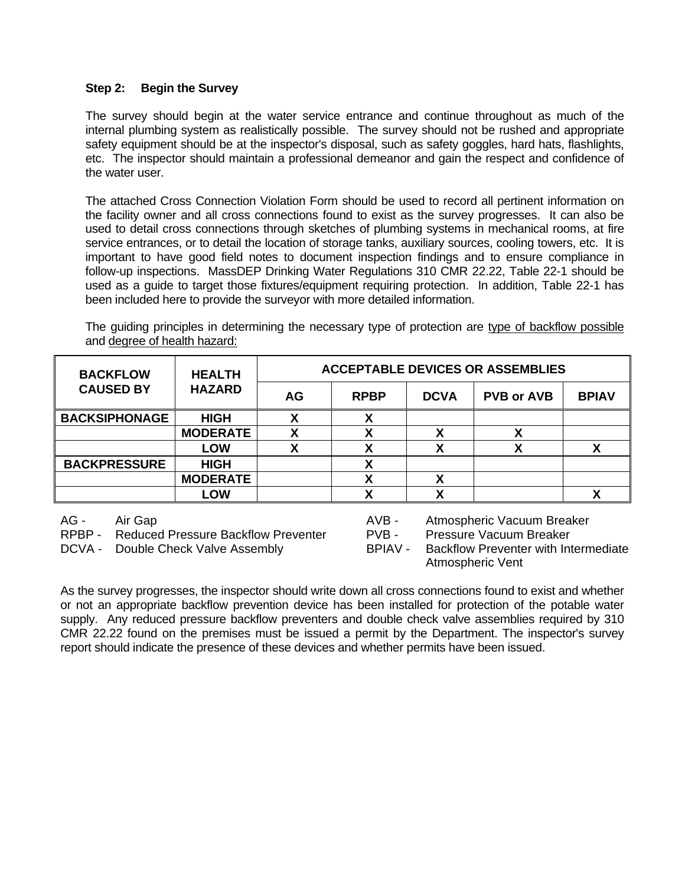**Step 2: Begin the Survey**

The survey should begin at the water service entrance and continue throughout as much of the internal plumbing system as realistically possible. The survey should not be rushed and appropriate safety equipment should be at the inspector's disposal, such as safety goggles, hard hats, flashlights, etc. The inspector should maintain a professional demeanor and gain the respect and confidence of the water user.

The attached Cross Connection Violation Form should be used to record all pertinent information on the facility owner and all cross connections found to exist as the survey progresses. It can also be used to detail cross connections through sketches of plumbing systems in mechanical rooms, at fire service entrances, or to detail the location of storage tanks, auxiliary sources, cooling towers, etc. It is important to have good field notes to document inspection findings and to ensure compliance in follow-up inspections. MassDEP Drinking Water Regulations 310 CMR 22.22, Table 22-1 should be used as a guide to target those fixtures/equipment requiring protection. In addition, Table 22-1 has been included here to provide the surveyor with more detailed information.

The guiding principles in determining the necessary type of protection are <u>type of backflow possible</u> and <u>degree of health hazard:</u>

| BACKFLOW CAUSED BY | HEALTH HAZARD | ACCEPTABLE DEVICES OR ASSEMBLIES | | | | |
|---|---|---|---|---|---|---|
| | | AG | RPBP | DCVA | PVB or AVB | BPIAV |
| **BACKSIPHONAGE** | **HIGH** | X | X | | | |
| | **MODERATE** | X | X | X | X | |
| | **LOW** | X | X | X | X | X |
| **BACKPRESSURE** | **HIGH** | | X | | | |
| | **MODERATE** | | X | X | | |
| | **LOW** | | X | X | | X |

AG - Air Gap
RPBP - Reduced Pressure Backflow Preventer
DCVA - Double Check Valve Assembly
AVB - Atmospheric Vacuum Breaker
PVB - Pressure Vacuum Breaker
BPIAV - Backflow Preventer with Intermediate Atmospheric Vent

As the survey progresses, the inspector should write down all cross connections found to exist and whether or not an appropriate backflow prevention device has been installed for protection of the potable water supply. Any reduced pressure backflow preventers and double check valve assemblies required by 310 CMR 22.22 found on the premises must be issued a permit by the Department. The inspector's survey report should indicate the presence of these devices and whether permits have been issued.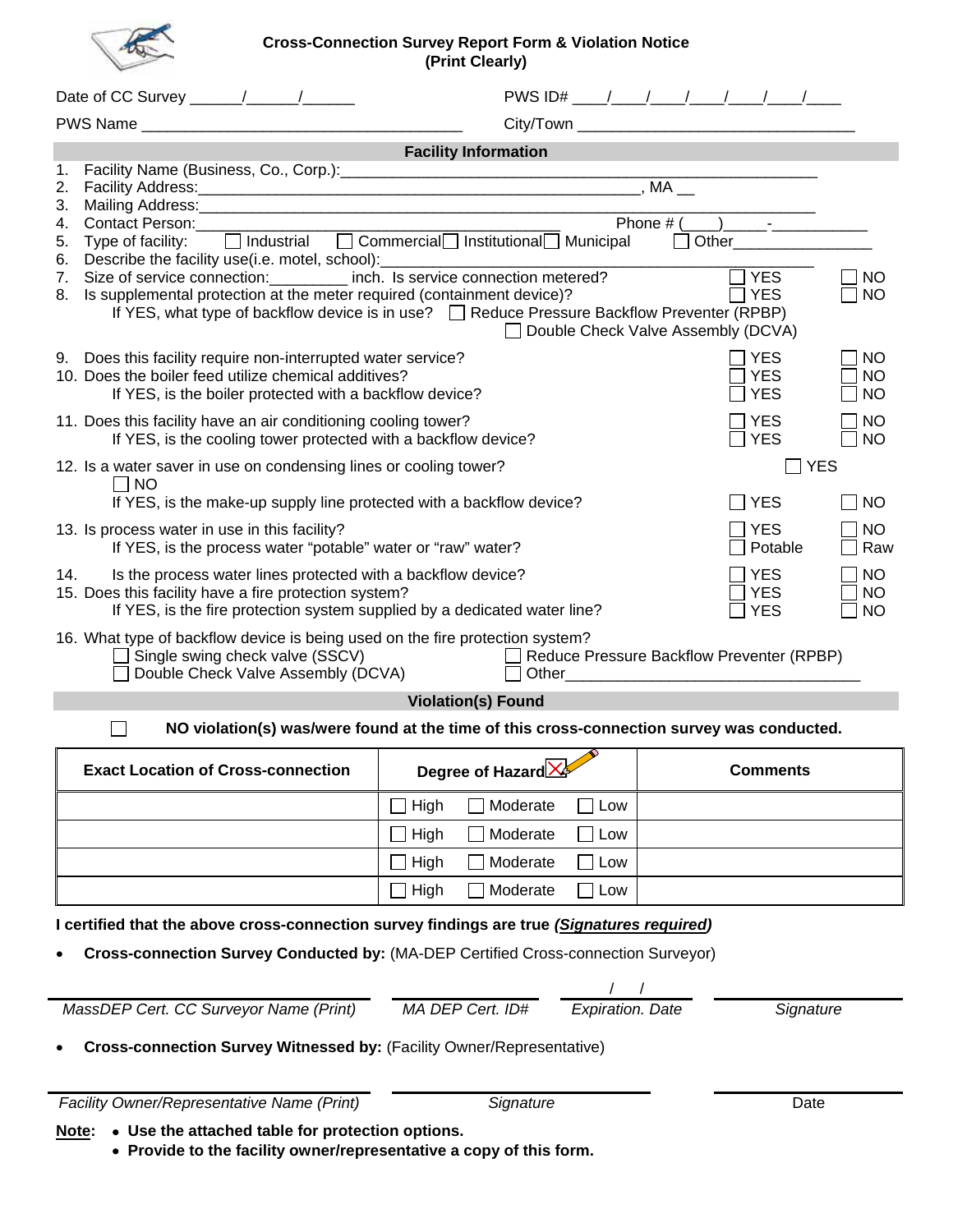**Cross-Connection Survey Report Form & Violation Notice**
**(Print Clearly)**

Date of CC Survey ______/______/______ PWS ID# ____/____/____/____/____/____/____

PWS Name ____________________________________ City/Town ________________________________

**Facility Information**

1. Facility Name (Business, Co., Corp.):_______________________________________________________
2. Facility Address:___________________________________________________, MA __
3. Mailing Address:________________________________________________________________
4. Contact Person:_________________________________________ Phone # (____)_____-___________
5. Type of facility: ☐ Industrial ☐ Commercial ☐ Institutional ☐ Municipal ☐ Other________________
6. Describe the facility use(i.e. motel, school):_____________________________________________
7. Size of service connection:_________ inch. Is service connection metered? ☐ YES ☐ NO
8. Is supplemental protection at the meter required (containment device)? ☐ YES ☐ NO
   If YES, what type of backflow device is in use? ☐ Reduce Pressure Backflow Preventer (RPBP) ☐ Double Check Valve Assembly (DCVA)
9. Does this facility require non-interrupted water service? ☐ YES ☐ NO
10. Does the boiler feed utilize chemical additives? ☐ YES ☐ NO
    If YES, is the boiler protected with a backflow device? ☐ YES ☐ NO
11. Does this facility have an air conditioning cooling tower? ☐ YES ☐ NO
    If YES, is the cooling tower protected with a backflow device? ☐ YES ☐ NO
12. Is a water saver in use on condensing lines or cooling tower? ☐ YES ☐ NO
    If YES, is the make-up supply line protected with a backflow device? ☐ YES ☐ NO
13. Is process water in use in this facility? ☐ YES ☐ NO
    If YES, is the process water "potable" water or "raw" water? ☐ Potable ☐ Raw
14. Is the process water lines protected with a backflow device? ☐ YES ☐ NO
15. Does this facility have a fire protection system? ☐ YES ☐ NO
    If YES, is the fire protection system supplied by a dedicated water line? ☐ YES ☐ NO
16. What type of backflow device is being used on the fire protection system?
    ☐ Single swing check valve (SSCV) ☐ Reduce Pressure Backflow Preventer (RPBP)
    ☐ Double Check Valve Assembly (DCVA) ☐ Other___________________________________

**Violation(s) Found**

☐ **NO violation(s) was/were found at the time of this cross-connection survey was conducted.**

| Exact Location of Cross-connection | Degree of Hazard | Comments |
|---|---|---|
| | ☐ High ☐ Moderate ☐ Low | |
| | ☐ High ☐ Moderate ☐ Low | |
| | ☐ High ☐ Moderate ☐ Low | |
| | ☐ High ☐ Moderate ☐ Low | |

**I certified that the above cross-connection survey findings are true *(Signatures required)***

- **Cross-connection Survey Conducted by:** (MA-DEP Certified Cross-connection Surveyor)

_________________________ _____________ ____/____/____ _________________
*MassDEP Cert. CC Surveyor Name (Print)* *MA DEP Cert. ID#* *Expiration. Date* *Signature*

- **Cross-connection Survey Witnessed by:** (Facility Owner/Representative)

_________________________ _________________ _________________
*Facility Owner/Representative Name (Print)* *Signature* Date

**Note:**
- **Use the attached table for protection options.**
- **Provide to the facility owner/representative a copy of this form.**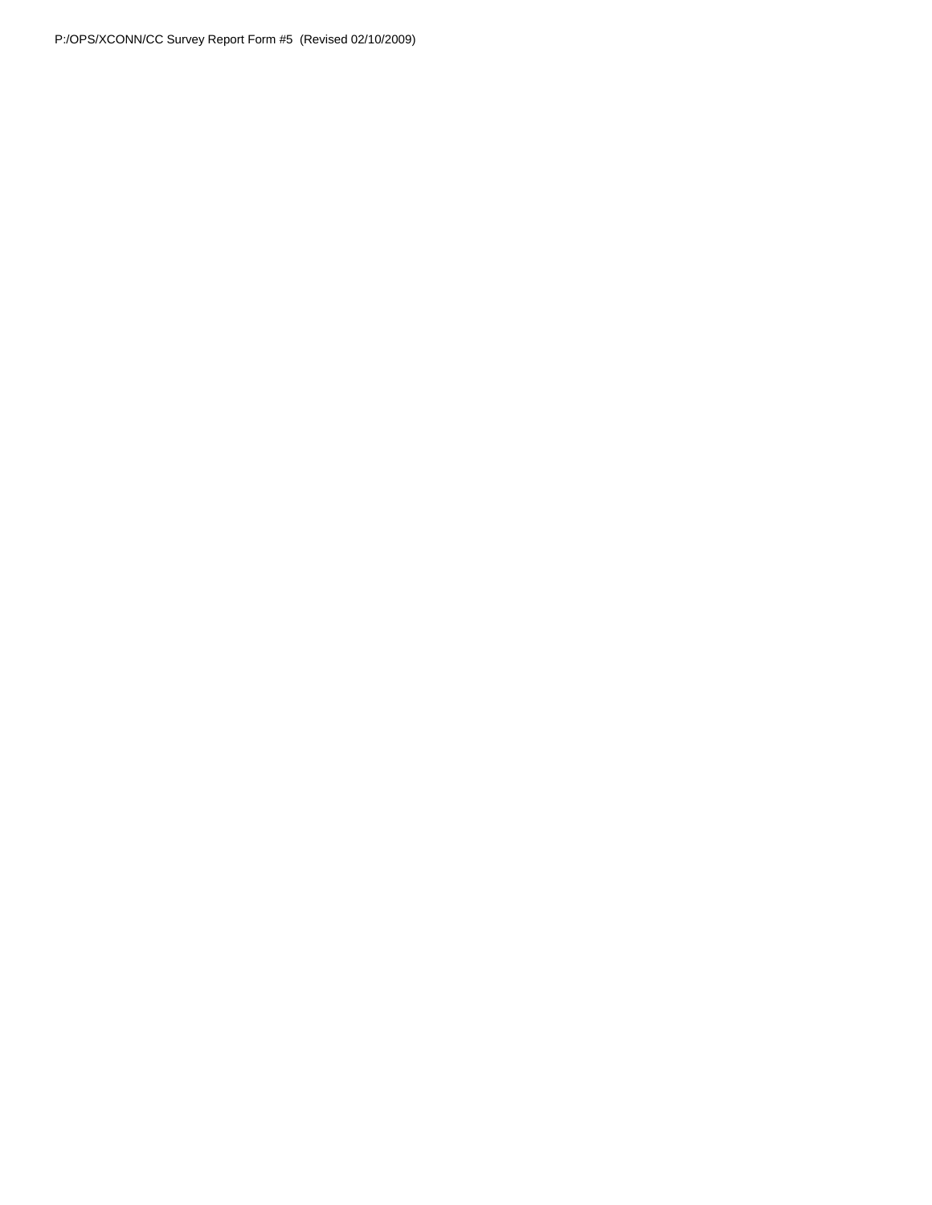P:/OPS/XCONN/CC Survey Report Form #5 (Revised 02/10/2009)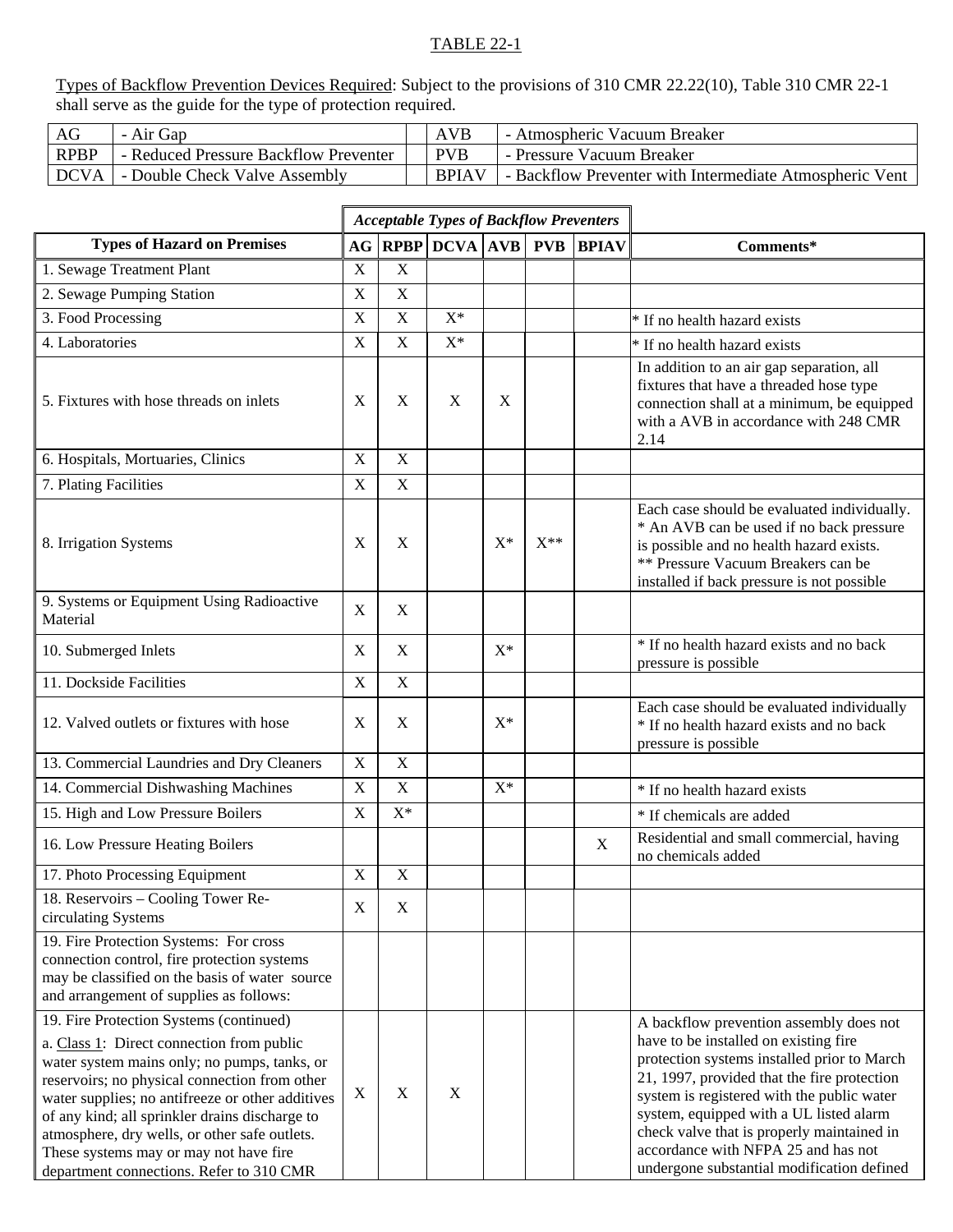TABLE 22-1

Types of Backflow Prevention Devices Required: Subject to the provisions of 310 CMR 22.22(10), Table 310 CMR 22-1 shall serve as the guide for the type of protection required.

| | | | | |
|---|---|---|---|---|
| AG | - Air Gap | | AVB | - Atmospheric Vacuum Breaker |
| RPBP | - Reduced Pressure Backflow Preventer | | PVB | - Pressure Vacuum Breaker |
| DCVA | - Double Check Valve Assembly | | BPIAV | - Backflow Preventer with Intermediate Atmospheric Vent |

| | ***Acceptable Types of Backflow Preventers*** | | | | | | |
|---|---|---|---|---|---|---|---|
| **Types of Hazard on Premises** | **AG** | **RPBP** | **DCVA** | **AVB** | **PVB** | **BPIAV** | **Comments*** |
| 1. Sewage Treatment Plant | X | X | | | | | |
| 2. Sewage Pumping Station | X | X | | | | | |
| 3. Food Processing | X | X | X* | | | | * If no health hazard exists |
| 4. Laboratories | X | X | X* | | | | * If no health hazard exists |
| 5. Fixtures with hose threads on inlets | X | X | X | X | | | In addition to an air gap separation, all fixtures that have a threaded hose type connection shall at a minimum, be equipped with a AVB in accordance with 248 CMR 2.14 |
| 6. Hospitals, Mortuaries, Clinics | X | X | | | | | |
| 7. Plating Facilities | X | X | | | | | |
| 8. Irrigation Systems | X | X | | X* | X** | | Each case should be evaluated individually. * An AVB can be used if no back pressure is possible and no health hazard exists. ** Pressure Vacuum Breakers can be installed if back pressure is not possible |
| 9. Systems or Equipment Using Radioactive Material | X | X | | | | | |
| 10. Submerged Inlets | X | X | | X* | | | * If no health hazard exists and no back pressure is possible |
| 11. Dockside Facilities | X | X | | | | | |
| 12. Valved outlets or fixtures with hose | X | X | | X* | | | Each case should be evaluated individually * If no health hazard exists and no back pressure is possible |
| 13. Commercial Laundries and Dry Cleaners | X | X | | | | | |
| 14. Commercial Dishwashing Machines | X | X | | X* | | | * If no health hazard exists |
| 15. High and Low Pressure Boilers | X | X* | | | | | * If chemicals are added |
| 16. Low Pressure Heating Boilers | | | | | | X | Residential and small commercial, having no chemicals added |
| 17. Photo Processing Equipment | X | X | | | | | |
| 18. Reservoirs – Cooling Tower Re-circulating Systems | X | X | | | | | |
| 19. Fire Protection Systems: For cross connection control, fire protection systems may be classified on the basis of water source and arrangement of supplies as follows: | | | | | | | |
| 19. Fire Protection Systems (continued) a. Class 1: Direct connection from public water system mains only; no pumps, tanks, or reservoirs; no physical connection from other water supplies; no antifreeze or other additives of any kind; all sprinkler drains discharge to atmosphere, dry wells, or other safe outlets. These systems may or may not have fire department connections. Refer to 310 CMR | X | X | X | | | | A backflow prevention assembly does not have to be installed on existing fire protection systems installed prior to March 21, 1997, provided that the fire protection system is registered with the public water system, equipped with a UL listed alarm check valve that is properly maintained in accordance with NFPA 25 and has not undergone substantial modification defined |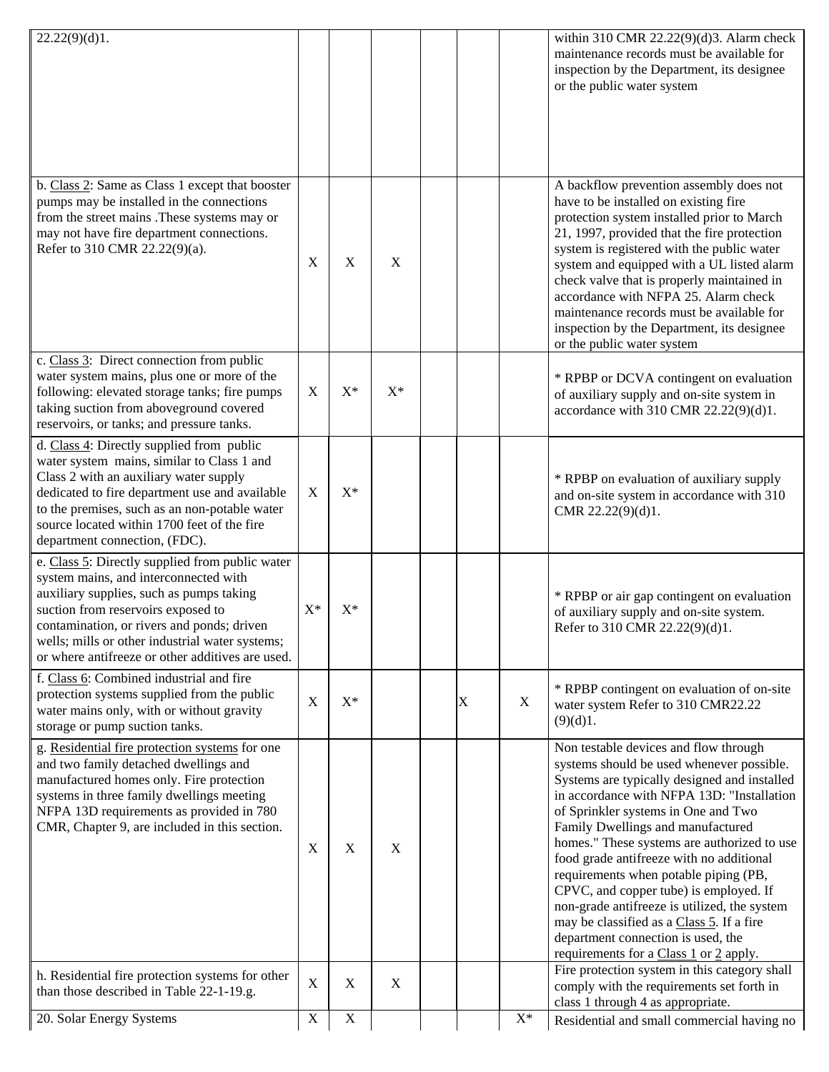| | | | | | | | |
|---|---|---|---|---|---|---|---|
| 22.22(9)(d)1. | | | | | | | within 310 CMR 22.22(9)(d)3. Alarm check maintenance records must be available for inspection by the Department, its designee or the public water system |
| b. Class 2: Same as Class 1 except that booster pumps may be installed in the connections from the street mains .These systems may or may not have fire department connections. Refer to 310 CMR 22.22(9)(a). | X | X | X | | | | A backflow prevention assembly does not have to be installed on existing fire protection system installed prior to March 21, 1997, provided that the fire protection system is registered with the public water system and equipped with a UL listed alarm check valve that is properly maintained in accordance with NFPA 25. Alarm check maintenance records must be available for inspection by the Department, its designee or the public water system |
| c. Class 3: Direct connection from public water system mains, plus one or more of the following: elevated storage tanks; fire pumps taking suction from aboveground covered reservoirs, or tanks; and pressure tanks. | X | X* | X* | | | | * RPBP or DCVA contingent on evaluation of auxiliary supply and on-site system in accordance with 310 CMR 22.22(9)(d)1. |
| d. Class 4: Directly supplied from public water system mains, similar to Class 1 and Class 2 with an auxiliary water supply dedicated to fire department use and available to the premises, such as an non-potable water source located within 1700 feet of the fire department connection, (FDC). | X | X* | | | | | * RPBP on evaluation of auxiliary supply and on-site system in accordance with 310 CMR 22.22(9)(d)1. |
| e. Class 5: Directly supplied from public water system mains, and interconnected with auxiliary supplies, such as pumps taking suction from reservoirs exposed to contamination, or rivers and ponds; driven wells; mills or other industrial water systems; or where antifreeze or other additives are used. | X* | X* | | | | | * RPBP or air gap contingent on evaluation of auxiliary supply and on-site system. Refer to 310 CMR 22.22(9)(d)1. |
| f. Class 6: Combined industrial and fire protection systems supplied from the public water mains only, with or without gravity storage or pump suction tanks. | X | X* | | | X | X | * RPBP contingent on evaluation of on-site water system Refer to 310 CMR22.22 (9)(d)1. |
| g. Residential fire protection systems for one and two family detached dwellings and manufactured homes only. Fire protection systems in three family dwellings meeting NFPA 13D requirements as provided in 780 CMR, Chapter 9, are included in this section. | X | X | X | | | | Non testable devices and flow through systems should be used whenever possible. Systems are typically designed and installed in accordance with NFPA 13D: "Installation of Sprinkler systems in One and Two Family Dwellings and manufactured homes." These systems are authorized to use food grade antifreeze with no additional requirements when potable piping (PB, CPVC, and copper tube) is employed. If non-grade antifreeze is utilized, the system may be classified as a Class 5. If a fire department connection is used, the requirements for a Class 1 or 2 apply. |
| h. Residential fire protection systems for other than those described in Table 22-1-19.g. | X | X | X | | | | Fire protection system in this category shall comply with the requirements set forth in class 1 through 4 as appropriate. |
| 20. Solar Energy Systems | X | X | | | | X* | Residential and small commercial having no |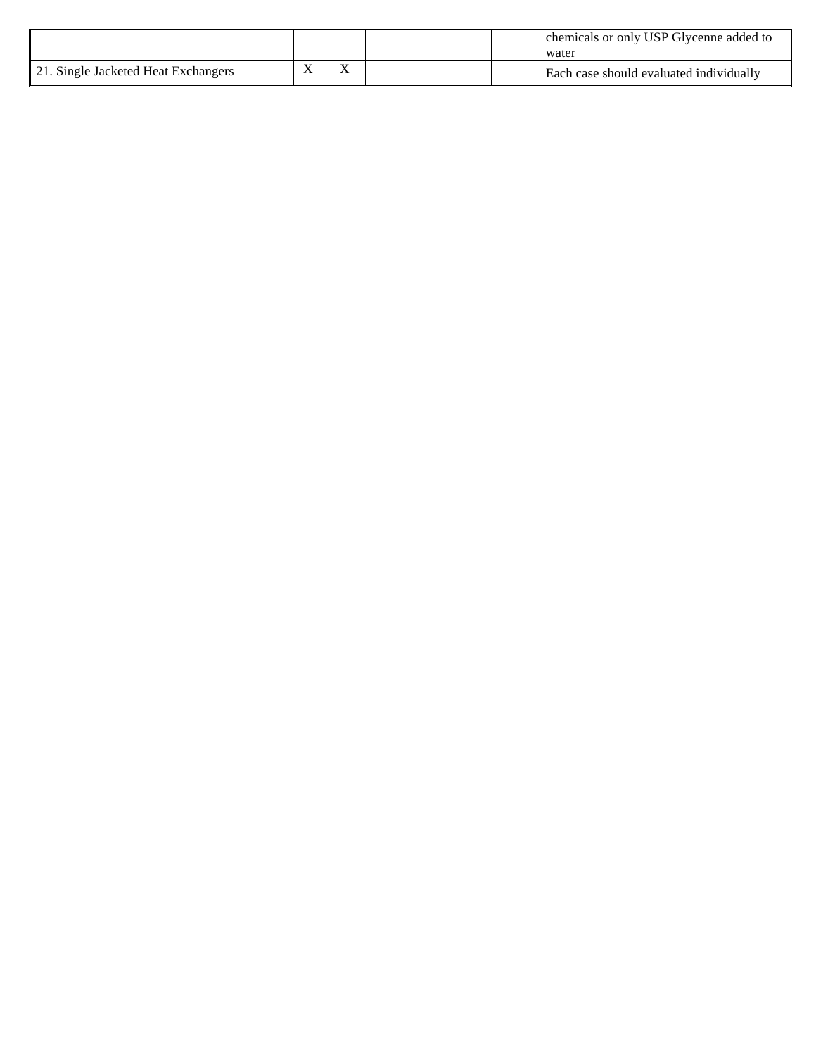| | | | | | | | |
|---|---|---|---|---|---|---|---|
| | | | | | | | chemicals or only USP Glycenne added to water |
| 21. Single Jacketed Heat Exchangers | X | X | | | | | Each case should evaluated individually |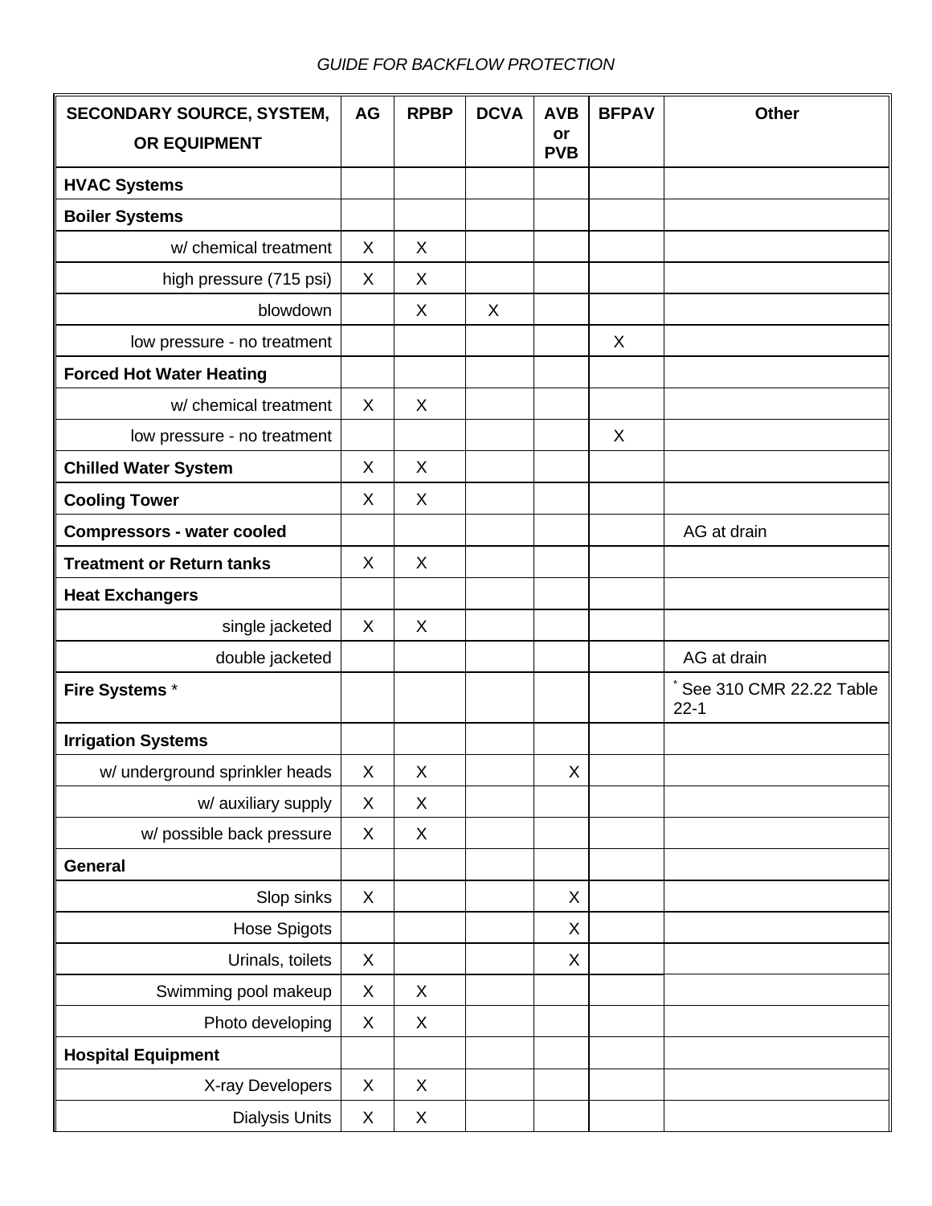*GUIDE FOR BACKFLOW PROTECTION*

| SECONDARY SOURCE, SYSTEM, OR EQUIPMENT | AG | RPBP | DCVA | AVB or PVB | BFPAV | Other |
|---|---|---|---|---|---|---|
| **HVAC Systems** | | | | | | |
| **Boiler Systems** | | | | | | |
| w/ chemical treatment | X | X | | | | |
| high pressure (715 psi) | X | X | | | | |
| blowdown | | X | X | | | |
| low pressure - no treatment | | | | | X | |
| **Forced Hot Water Heating** | | | | | | |
| w/ chemical treatment | X | X | | | | |
| low pressure - no treatment | | | | | X | |
| **Chilled Water System** | X | X | | | | |
| **Cooling Tower** | X | X | | | | |
| **Compressors - water cooled** | | | | | | AG at drain |
| **Treatment or Return tanks** | X | X | | | | |
| **Heat Exchangers** | | | | | | |
| single jacketed | X | X | | | | |
| double jacketed | | | | | | AG at drain |
| **Fire Systems** * | | | | | | * See 310 CMR 22.22 Table 22-1 |
| **Irrigation Systems** | | | | | | |
| w/ underground sprinkler heads | X | X | | X | | |
| w/ auxiliary supply | X | X | | | | |
| w/ possible back pressure | X | X | | | | |
| **General** | | | | | | |
| Slop sinks | X | | | X | | |
| Hose Spigots | | | | X | | |
| Urinals, toilets | X | | | X | | |
| Swimming pool makeup | X | X | | | | |
| Photo developing | X | X | | | | |
| **Hospital Equipment** | | | | | | |
| X-ray Developers | X | X | | | | |
| Dialysis Units | X | X | | | | |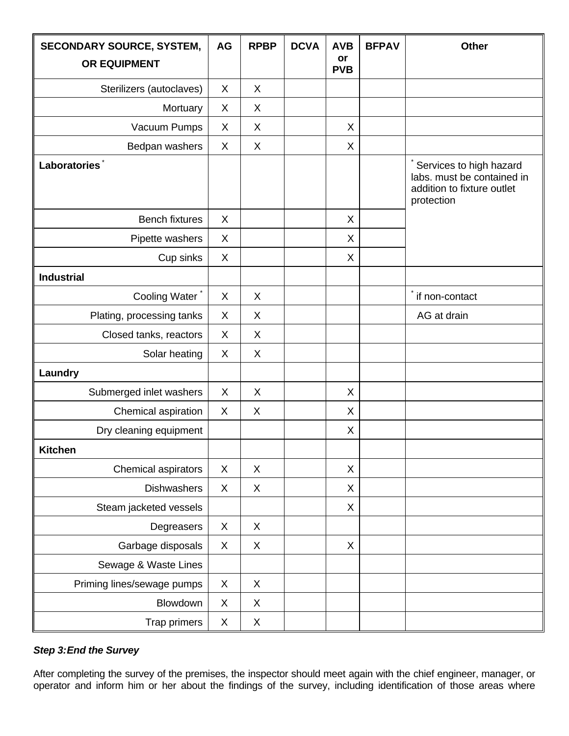| SECONDARY SOURCE, SYSTEM, OR EQUIPMENT | AG | RPBP | DCVA | AVB or PVB | BFPAV | Other |
|---|---|---|---|---|---|---|
| Sterilizers (autoclaves) | X | X | | | | |
| Mortuary | X | X | | | | |
| Vacuum Pumps | X | X | | X | | |
| Bedpan washers | X | X | | X | | |
| **Laboratories** * | | | | | | * Services to high hazard labs. must be contained in addition to fixture outlet protection |
| Bench fixtures | X | | | X | | |
| Pipette washers | X | | | X | | |
| Cup sinks | X | | | X | | |
| **Industrial** | | | | | | |
| Cooling Water * | X | X | | | | * if non-contact |
| Plating, processing tanks | X | X | | | | AG at drain |
| Closed tanks, reactors | X | X | | | | |
| Solar heating | X | X | | | | |
| **Laundry** | | | | | | |
| Submerged inlet washers | X | X | | X | | |
| Chemical aspiration | X | X | | X | | |
| Dry cleaning equipment | | | | X | | |
| **Kitchen** | | | | | | |
| Chemical aspirators | X | X | | X | | |
| Dishwashers | X | X | | X | | |
| Steam jacketed vessels | | | | X | | |
| Degreasers | X | X | | | | |
| Garbage disposals | X | X | | X | | |
| Sewage & Waste Lines | | | | | | |
| Priming lines/sewage pumps | X | X | | | | |
| Blowdown | X | X | | | | |
| Trap primers | X | X | | | | |

***Step 3: End the Survey***

After completing the survey of the premises, the inspector should meet again with the chief engineer, manager, or operator and inform him or her about the findings of the survey, including identification of those areas where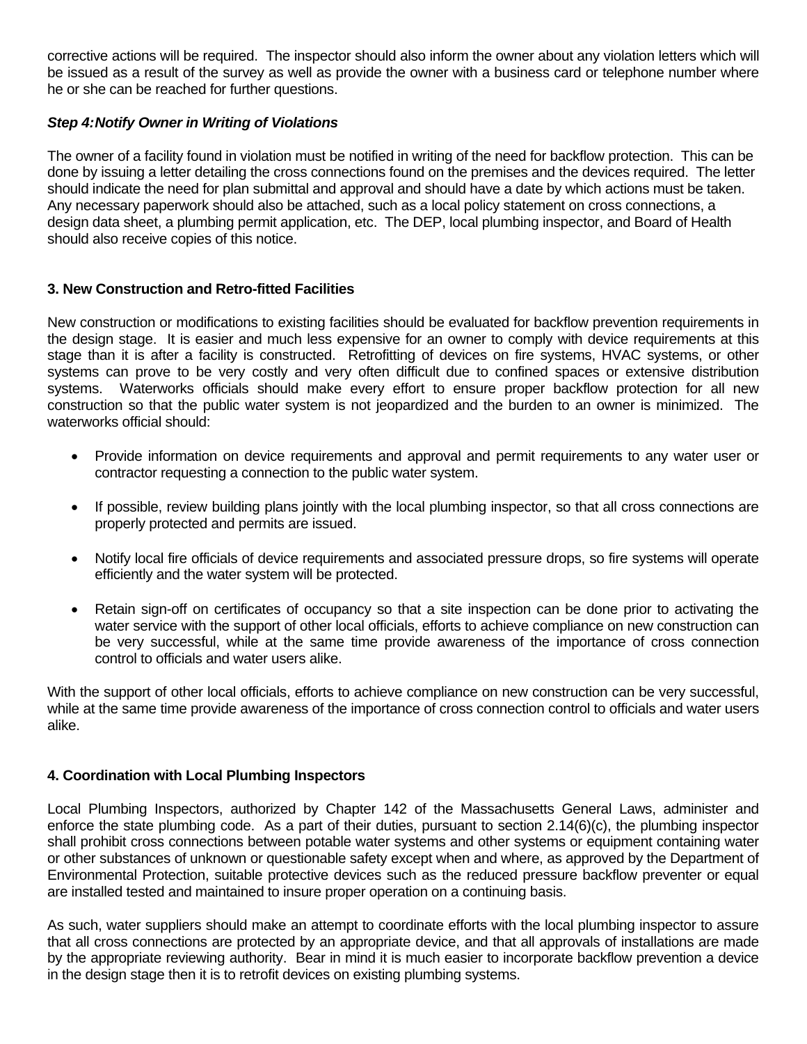corrective actions will be required. The inspector should also inform the owner about any violation letters which will be issued as a result of the survey as well as provide the owner with a business card or telephone number where he or she can be reached for further questions.

***Step 4: Notify Owner in Writing of Violations***

The owner of a facility found in violation must be notified in writing of the need for backflow protection. This can be done by issuing a letter detailing the cross connections found on the premises and the devices required. The letter should indicate the need for plan submittal and approval and should have a date by which actions must be taken. Any necessary paperwork should also be attached, such as a local policy statement on cross connections, a design data sheet, a plumbing permit application, etc. The DEP, local plumbing inspector, and Board of Health should also receive copies of this notice.

### 3. New Construction and Retro-fitted Facilities

New construction or modifications to existing facilities should be evaluated for backflow prevention requirements in the design stage. It is easier and much less expensive for an owner to comply with device requirements at this stage than it is after a facility is constructed. Retrofitting of devices on fire systems, HVAC systems, or other systems can prove to be very costly and very often difficult due to confined spaces or extensive distribution systems. Waterworks officials should make every effort to ensure proper backflow protection for all new construction so that the public water system is not jeopardized and the burden to an owner is minimized. The waterworks official should:

- Provide information on device requirements and approval and permit requirements to any water user or contractor requesting a connection to the public water system.
- If possible, review building plans jointly with the local plumbing inspector, so that all cross connections are properly protected and permits are issued.
- Notify local fire officials of device requirements and associated pressure drops, so fire systems will operate efficiently and the water system will be protected.
- Retain sign-off on certificates of occupancy so that a site inspection can be done prior to activating the water service with the support of other local officials, efforts to achieve compliance on new construction can be very successful, while at the same time provide awareness of the importance of cross connection control to officials and water users alike.

With the support of other local officials, efforts to achieve compliance on new construction can be very successful, while at the same time provide awareness of the importance of cross connection control to officials and water users alike.

### 4. Coordination with Local Plumbing Inspectors

Local Plumbing Inspectors, authorized by Chapter 142 of the Massachusetts General Laws, administer and enforce the state plumbing code. As a part of their duties, pursuant to section 2.14(6)(c), the plumbing inspector shall prohibit cross connections between potable water systems and other systems or equipment containing water or other substances of unknown or questionable safety except when and where, as approved by the Department of Environmental Protection, suitable protective devices such as the reduced pressure backflow preventer or equal are installed tested and maintained to insure proper operation on a continuing basis.

As such, water suppliers should make an attempt to coordinate efforts with the local plumbing inspector to assure that all cross connections are protected by an appropriate device, and that all approvals of installations are made by the appropriate reviewing authority. Bear in mind it is much easier to incorporate backflow prevention a device in the design stage then it is to retrofit devices on existing plumbing systems.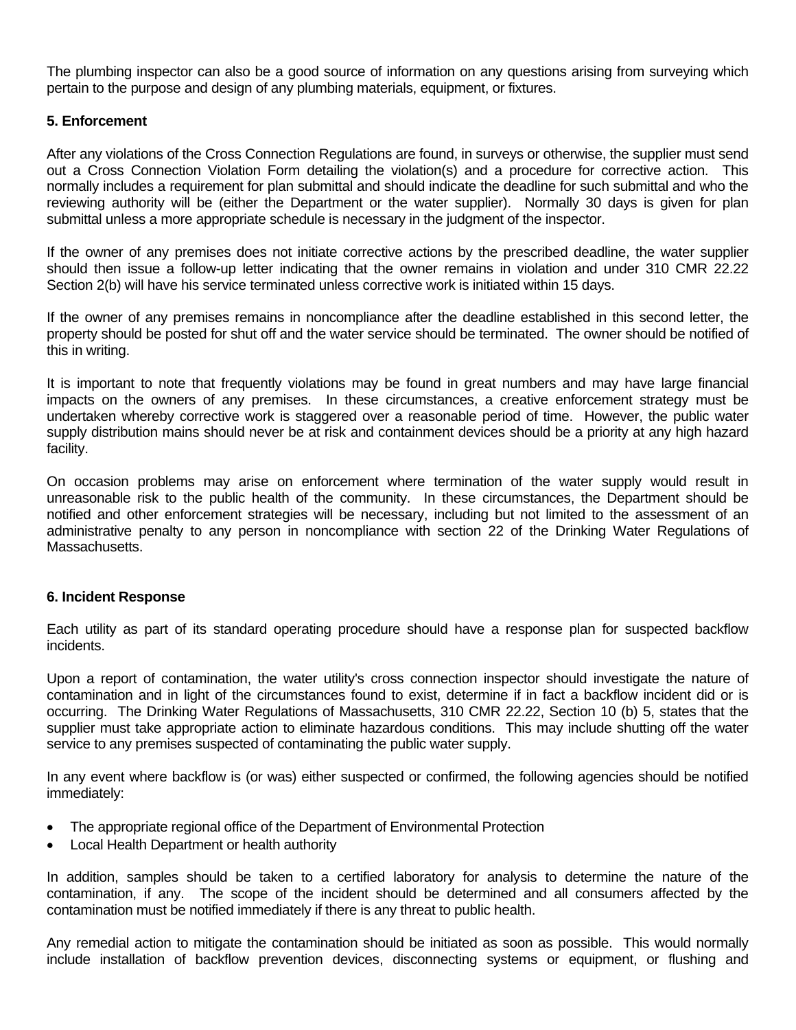The plumbing inspector can also be a good source of information on any questions arising from surveying which pertain to the purpose and design of any plumbing materials, equipment, or fixtures.

**5. Enforcement**

After any violations of the Cross Connection Regulations are found, in surveys or otherwise, the supplier must send out a Cross Connection Violation Form detailing the violation(s) and a procedure for corrective action. This normally includes a requirement for plan submittal and should indicate the deadline for such submittal and who the reviewing authority will be (either the Department or the water supplier). Normally 30 days is given for plan submittal unless a more appropriate schedule is necessary in the judgment of the inspector.

If the owner of any premises does not initiate corrective actions by the prescribed deadline, the water supplier should then issue a follow-up letter indicating that the owner remains in violation and under 310 CMR 22.22 Section 2(b) will have his service terminated unless corrective work is initiated within 15 days.

If the owner of any premises remains in noncompliance after the deadline established in this second letter, the property should be posted for shut off and the water service should be terminated. The owner should be notified of this in writing.

It is important to note that frequently violations may be found in great numbers and may have large financial impacts on the owners of any premises. In these circumstances, a creative enforcement strategy must be undertaken whereby corrective work is staggered over a reasonable period of time. However, the public water supply distribution mains should never be at risk and containment devices should be a priority at any high hazard facility.

On occasion problems may arise on enforcement where termination of the water supply would result in unreasonable risk to the public health of the community. In these circumstances, the Department should be notified and other enforcement strategies will be necessary, including but not limited to the assessment of an administrative penalty to any person in noncompliance with section 22 of the Drinking Water Regulations of Massachusetts.

**6. Incident Response**

Each utility as part of its standard operating procedure should have a response plan for suspected backflow incidents.

Upon a report of contamination, the water utility's cross connection inspector should investigate the nature of contamination and in light of the circumstances found to exist, determine if in fact a backflow incident did or is occurring. The Drinking Water Regulations of Massachusetts, 310 CMR 22.22, Section 10 (b) 5, states that the supplier must take appropriate action to eliminate hazardous conditions. This may include shutting off the water service to any premises suspected of contaminating the public water supply.

In any event where backflow is (or was) either suspected or confirmed, the following agencies should be notified immediately:

- The appropriate regional office of the Department of Environmental Protection
- Local Health Department or health authority

In addition, samples should be taken to a certified laboratory for analysis to determine the nature of the contamination, if any. The scope of the incident should be determined and all consumers affected by the contamination must be notified immediately if there is any threat to public health.

Any remedial action to mitigate the contamination should be initiated as soon as possible. This would normally include installation of backflow prevention devices, disconnecting systems or equipment, or flushing and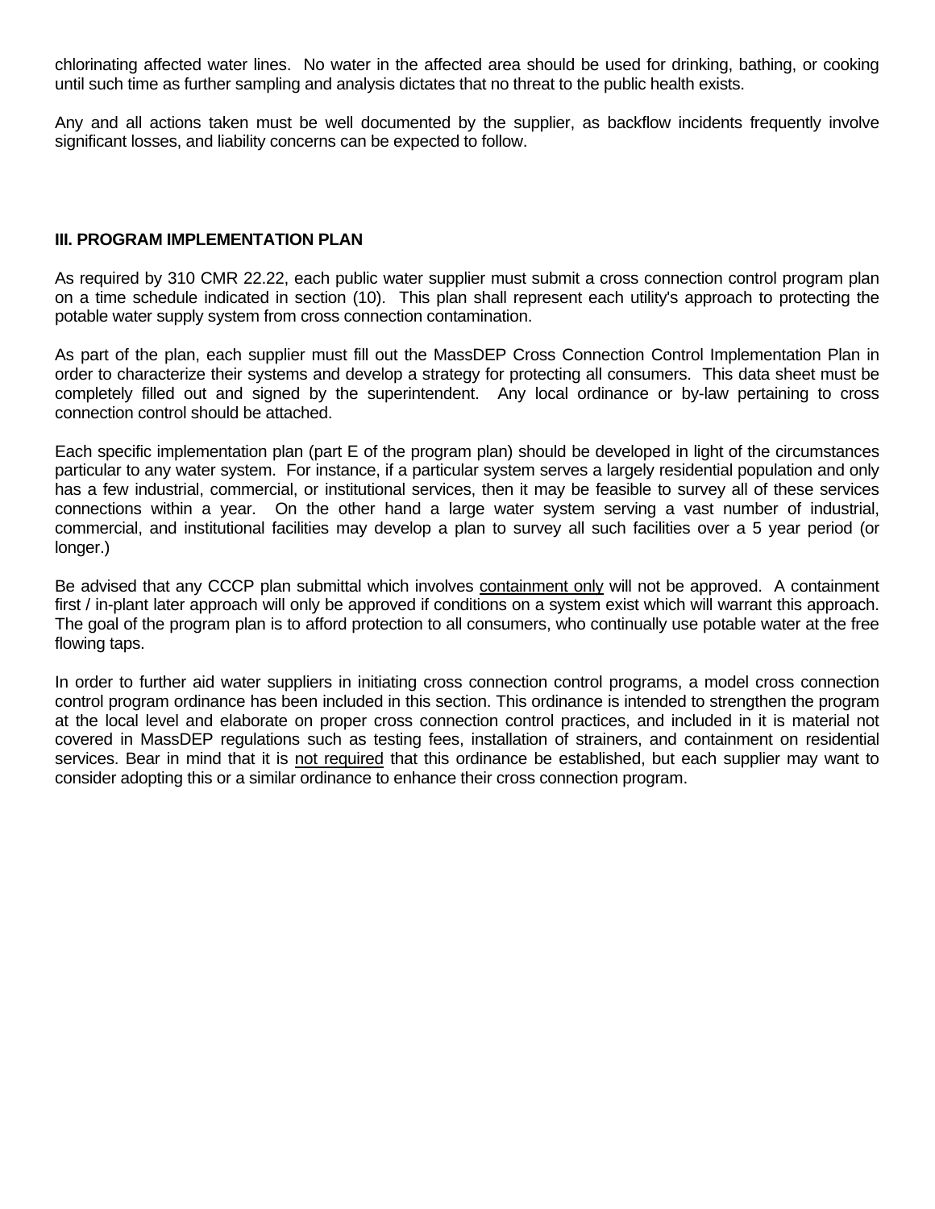chlorinating affected water lines. No water in the affected area should be used for drinking, bathing, or cooking until such time as further sampling and analysis dictates that no threat to the public health exists.

Any and all actions taken must be well documented by the supplier, as backflow incidents frequently involve significant losses, and liability concerns can be expected to follow.

### III. PROGRAM IMPLEMENTATION PLAN

As required by 310 CMR 22.22, each public water supplier must submit a cross connection control program plan on a time schedule indicated in section (10). This plan shall represent each utility's approach to protecting the potable water supply system from cross connection contamination.

As part of the plan, each supplier must fill out the MassDEP Cross Connection Control Implementation Plan in order to characterize their systems and develop a strategy for protecting all consumers. This data sheet must be completely filled out and signed by the superintendent. Any local ordinance or by-law pertaining to cross connection control should be attached.

Each specific implementation plan (part E of the program plan) should be developed in light of the circumstances particular to any water system. For instance, if a particular system serves a largely residential population and only has a few industrial, commercial, or institutional services, then it may be feasible to survey all of these services connections within a year. On the other hand a large water system serving a vast number of industrial, commercial, and institutional facilities may develop a plan to survey all such facilities over a 5 year period (or longer.)

Be advised that any CCCP plan submittal which involves <u>containment only</u> will not be approved. A containment first / in-plant later approach will only be approved if conditions on a system exist which will warrant this approach. The goal of the program plan is to afford protection to all consumers, who continually use potable water at the free flowing taps.

In order to further aid water suppliers in initiating cross connection control programs, a model cross connection control program ordinance has been included in this section. This ordinance is intended to strengthen the program at the local level and elaborate on proper cross connection control practices, and included in it is material not covered in MassDEP regulations such as testing fees, installation of strainers, and containment on residential services. Bear in mind that it is <u>not required</u> that this ordinance be established, but each supplier may want to consider adopting this or a similar ordinance to enhance their cross connection program.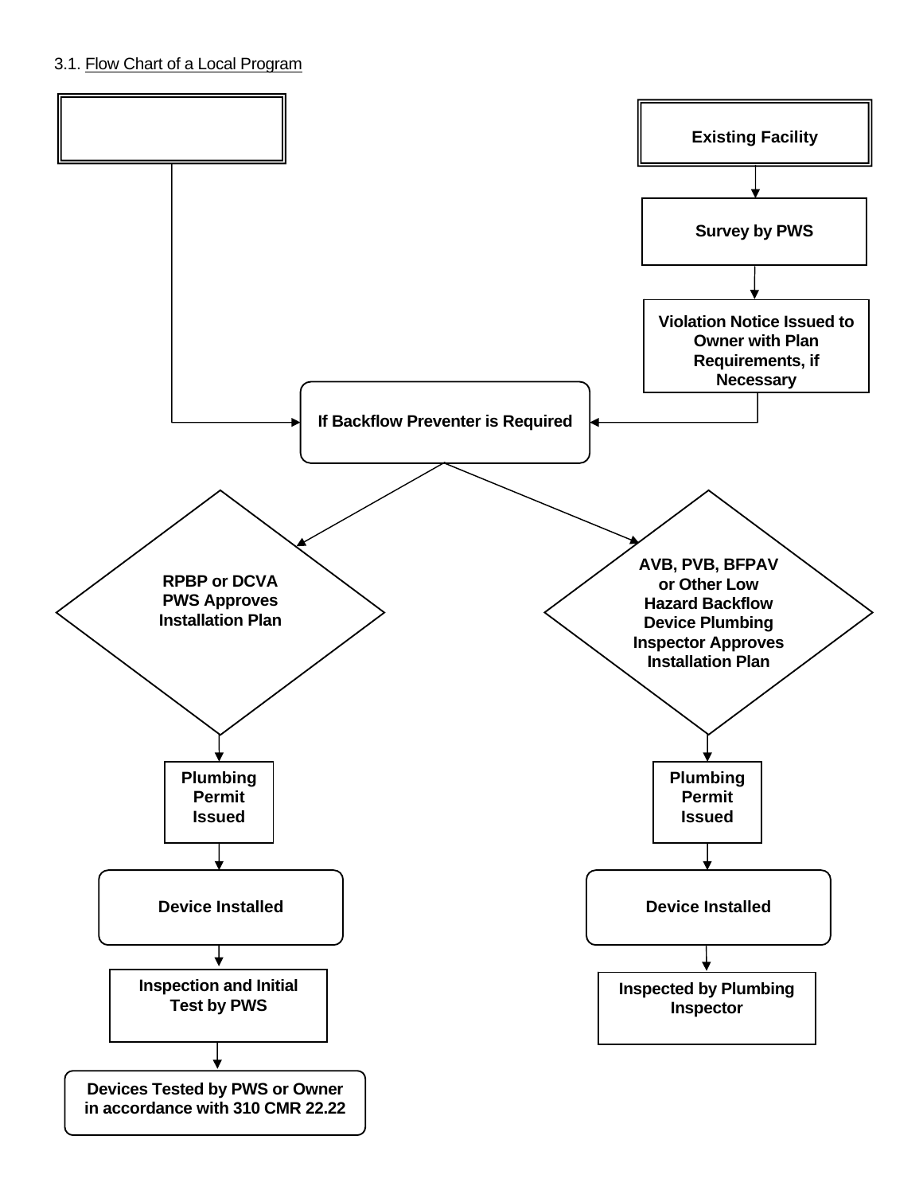3.1. Flow Chart of a Local Program

Existing Facility

Survey by PWS

Violation Notice Issued to Owner with Plan Requirements, if Necessary

If Backflow Preventer is Required

RPBP or DCVA PWS Approves Installation Plan

Plumbing Permit Issued

Device Installed

Inspection and Initial Test by PWS

Devices Tested by PWS or Owner in accordance with 310 CMR 22.22

AVB, PVB, BFPAV or Other Low Hazard Backflow Device Plumbing Inspector Approves Installation Plan

Plumbing Permit Issued

Device Installed

Inspected by Plumbing Inspector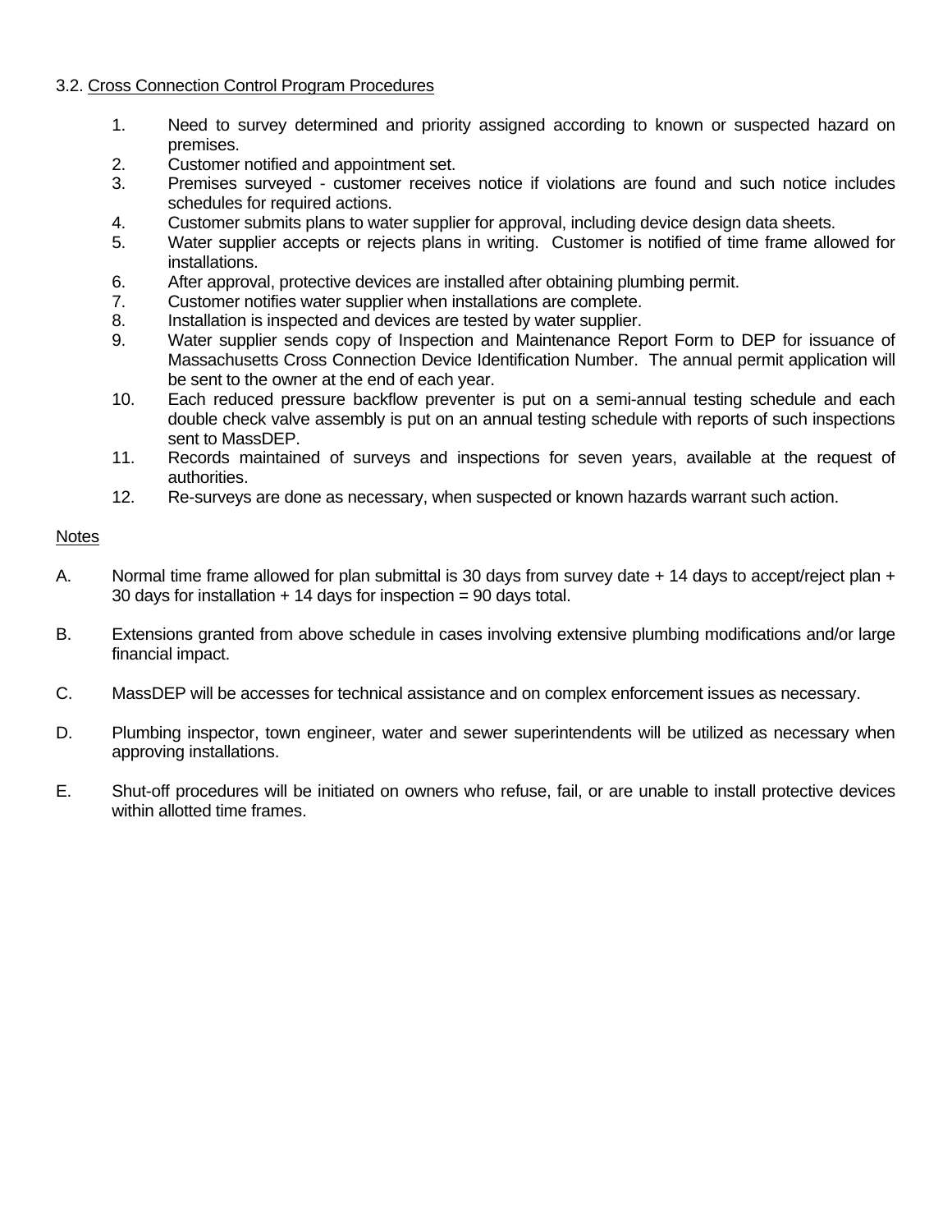3.2. Cross Connection Control Program Procedures

1. Need to survey determined and priority assigned according to known or suspected hazard on premises.
2. Customer notified and appointment set.
3. Premises surveyed - customer receives notice if violations are found and such notice includes schedules for required actions.
4. Customer submits plans to water supplier for approval, including device design data sheets.
5. Water supplier accepts or rejects plans in writing. Customer is notified of time frame allowed for installations.
6. After approval, protective devices are installed after obtaining plumbing permit.
7. Customer notifies water supplier when installations are complete.
8. Installation is inspected and devices are tested by water supplier.
9. Water supplier sends copy of Inspection and Maintenance Report Form to DEP for issuance of Massachusetts Cross Connection Device Identification Number. The annual permit application will be sent to the owner at the end of each year.
10. Each reduced pressure backflow preventer is put on a semi-annual testing schedule and each double check valve assembly is put on an annual testing schedule with reports of such inspections sent to MassDEP.
11. Records maintained of surveys and inspections for seven years, available at the request of authorities.
12. Re-surveys are done as necessary, when suspected or known hazards warrant such action.

Notes

A. Normal time frame allowed for plan submittal is 30 days from survey date + 14 days to accept/reject plan + 30 days for installation + 14 days for inspection = 90 days total.

B. Extensions granted from above schedule in cases involving extensive plumbing modifications and/or large financial impact.

C. MassDEP will be accesses for technical assistance and on complex enforcement issues as necessary.

D. Plumbing inspector, town engineer, water and sewer superintendents will be utilized as necessary when approving installations.

E. Shut-off procedures will be initiated on owners who refuse, fail, or are unable to install protective devices within allotted time frames.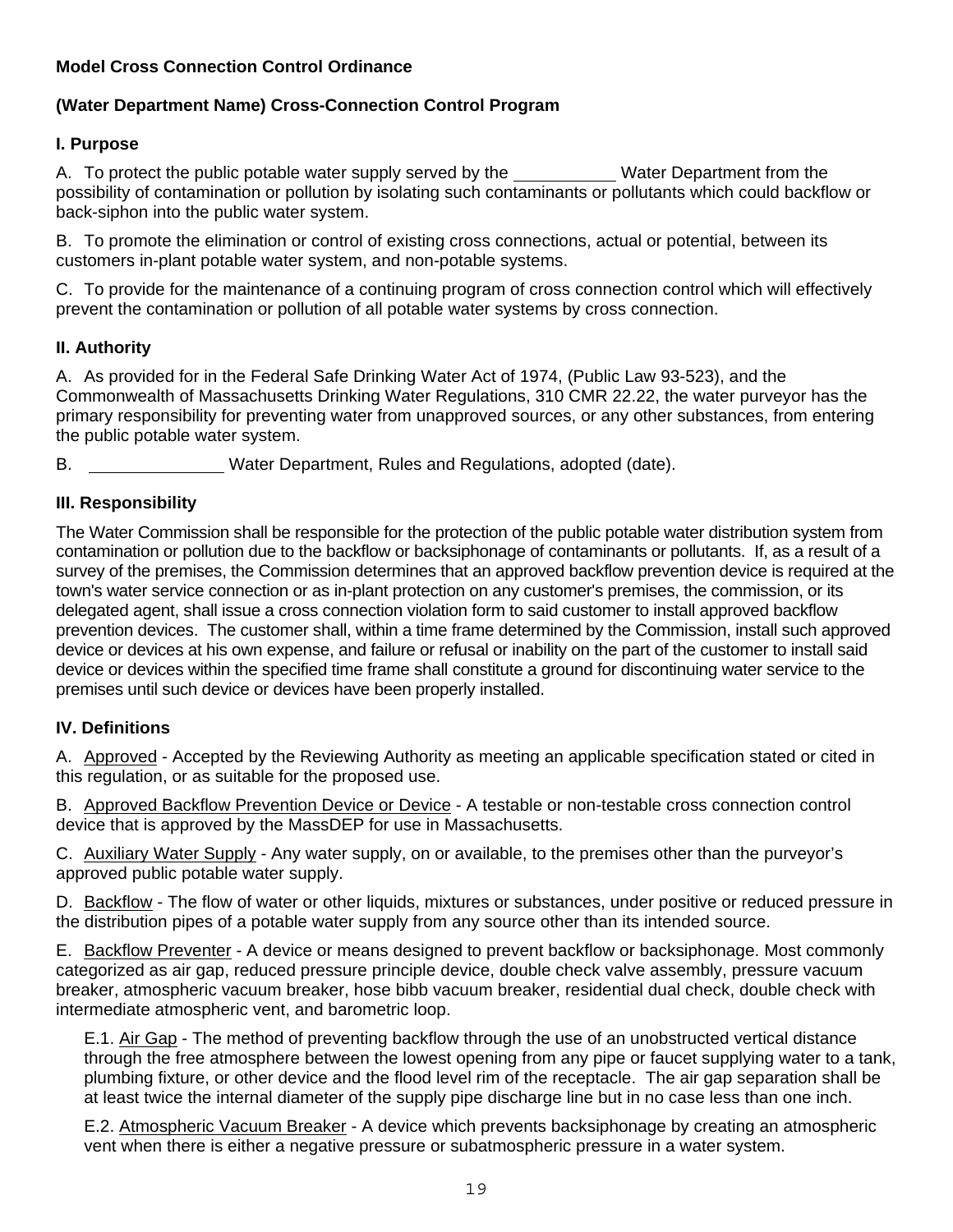**Model Cross Connection Control Ordinance**

**(Water Department Name) Cross-Connection Control Program**

**I. Purpose**

A. To protect the public potable water supply served by the ___________ Water Department from the possibility of contamination or pollution by isolating such contaminants or pollutants which could backflow or back-siphon into the public water system.

B. To promote the elimination or control of existing cross connections, actual or potential, between its customers in-plant potable water system, and non-potable systems.

C. To provide for the maintenance of a continuing program of cross connection control which will effectively prevent the contamination or pollution of all potable water systems by cross connection.

**II. Authority**

A. As provided for in the Federal Safe Drinking Water Act of 1974, (Public Law 93-523), and the Commonwealth of Massachusetts Drinking Water Regulations, 310 CMR 22.22, the water purveyor has the primary responsibility for preventing water from unapproved sources, or any other substances, from entering the public potable water system.

B. _______________ Water Department, Rules and Regulations, adopted (date).

**III. Responsibility**

The Water Commission shall be responsible for the protection of the public potable water distribution system from contamination or pollution due to the backflow or backsiphonage of contaminants or pollutants. If, as a result of a survey of the premises, the Commission determines that an approved backflow prevention device is required at the town's water service connection or as in-plant protection on any customer's premises, the commission, or its delegated agent, shall issue a cross connection violation form to said customer to install approved backflow prevention devices. The customer shall, within a time frame determined by the Commission, install such approved device or devices at his own expense, and failure or refusal or inability on the part of the customer to install said device or devices within the specified time frame shall constitute a ground for discontinuing water service to the premises until such device or devices have been properly installed.

**IV. Definitions**

A. Approved - Accepted by the Reviewing Authority as meeting an applicable specification stated or cited in this regulation, or as suitable for the proposed use.

B. Approved Backflow Prevention Device or Device - A testable or non-testable cross connection control device that is approved by the MassDEP for use in Massachusetts.

C. Auxiliary Water Supply - Any water supply, on or available, to the premises other than the purveyor's approved public potable water supply.

D. Backflow - The flow of water or other liquids, mixtures or substances, under positive or reduced pressure in the distribution pipes of a potable water supply from any source other than its intended source.

E. Backflow Preventer - A device or means designed to prevent backflow or backsiphonage. Most commonly categorized as air gap, reduced pressure principle device, double check valve assembly, pressure vacuum breaker, atmospheric vacuum breaker, hose bibb vacuum breaker, residential dual check, double check with intermediate atmospheric vent, and barometric loop.

E.1. Air Gap - The method of preventing backflow through the use of an unobstructed vertical distance through the free atmosphere between the lowest opening from any pipe or faucet supplying water to a tank, plumbing fixture, or other device and the flood level rim of the receptacle. The air gap separation shall be at least twice the internal diameter of the supply pipe discharge line but in no case less than one inch.

E.2. Atmospheric Vacuum Breaker - A device which prevents backsiphonage by creating an atmospheric vent when there is either a negative pressure or subatmospheric pressure in a water system.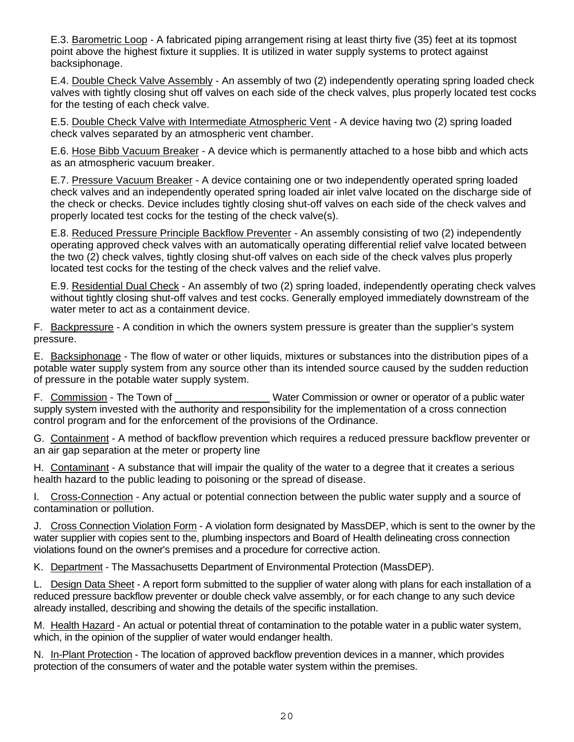E.3. Barometric Loop - A fabricated piping arrangement rising at least thirty five (35) feet at its topmost point above the highest fixture it supplies. It is utilized in water supply systems to protect against backsiphonage.

E.4. Double Check Valve Assembly - An assembly of two (2) independently operating spring loaded check valves with tightly closing shut off valves on each side of the check valves, plus properly located test cocks for the testing of each check valve.

E.5. Double Check Valve with Intermediate Atmospheric Vent - A device having two (2) spring loaded check valves separated by an atmospheric vent chamber.

E.6. Hose Bibb Vacuum Breaker - A device which is permanently attached to a hose bibb and which acts as an atmospheric vacuum breaker.

E.7. Pressure Vacuum Breaker - A device containing one or two independently operated spring loaded check valves and an independently operated spring loaded air inlet valve located on the discharge side of the check or checks. Device includes tightly closing shut-off valves on each side of the check valves and properly located test cocks for the testing of the check valve(s).

E.8. Reduced Pressure Principle Backflow Preventer - An assembly consisting of two (2) independently operating approved check valves with an automatically operating differential relief valve located between the two (2) check valves, tightly closing shut-off valves on each side of the check valves plus properly located test cocks for the testing of the check valves and the relief valve.

E.9. Residential Dual Check - An assembly of two (2) spring loaded, independently operating check valves without tightly closing shut-off valves and test cocks. Generally employed immediately downstream of the water meter to act as a containment device.

F. Backpressure - A condition in which the owners system pressure is greater than the supplier's system pressure.

E. Backsiphonage - The flow of water or other liquids, mixtures or substances into the distribution pipes of a potable water supply system from any source other than its intended source caused by the sudden reduction of pressure in the potable water supply system.

F. Commission - The Town of ________________ Water Commission or owner or operator of a public water supply system invested with the authority and responsibility for the implementation of a cross connection control program and for the enforcement of the provisions of the Ordinance.

G. Containment - A method of backflow prevention which requires a reduced pressure backflow preventer or an air gap separation at the meter or property line

H. Contaminant - A substance that will impair the quality of the water to a degree that it creates a serious health hazard to the public leading to poisoning or the spread of disease.

I. Cross-Connection - Any actual or potential connection between the public water supply and a source of contamination or pollution.

J. Cross Connection Violation Form - A violation form designated by MassDEP, which is sent to the owner by the water supplier with copies sent to the, plumbing inspectors and Board of Health delineating cross connection violations found on the owner's premises and a procedure for corrective action.

K. Department - The Massachusetts Department of Environmental Protection (MassDEP).

L. Design Data Sheet - A report form submitted to the supplier of water along with plans for each installation of a reduced pressure backflow preventer or double check valve assembly, or for each change to any such device already installed, describing and showing the details of the specific installation.

M. Health Hazard - An actual or potential threat of contamination to the potable water in a public water system, which, in the opinion of the supplier of water would endanger health.

N. In-Plant Protection - The location of approved backflow prevention devices in a manner, which provides protection of the consumers of water and the potable water system within the premises.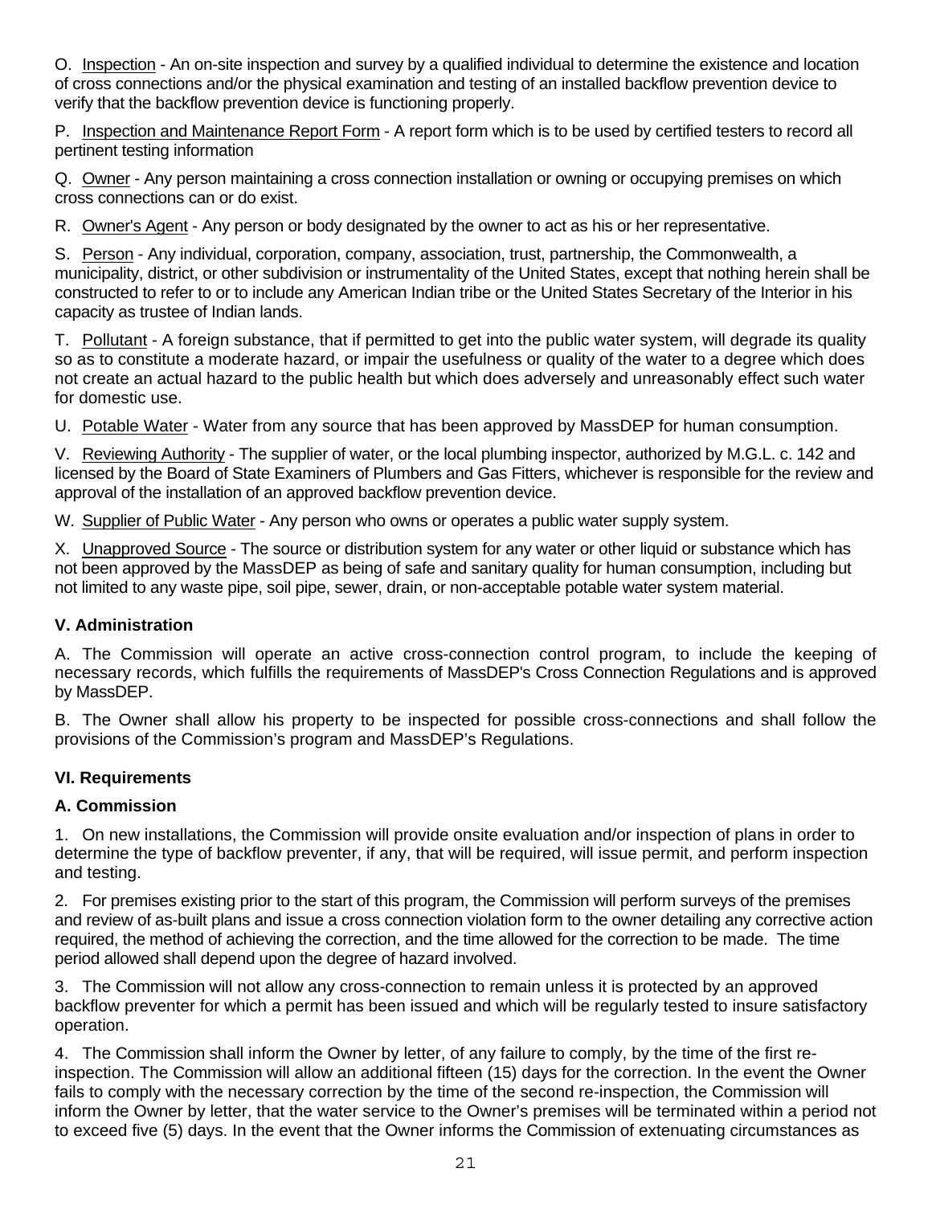O. Inspection - An on-site inspection and survey by a qualified individual to determine the existence and location of cross connections and/or the physical examination and testing of an installed backflow prevention device to verify that the backflow prevention device is functioning properly.

P. Inspection and Maintenance Report Form - A report form which is to be used by certified testers to record all pertinent testing information

Q. Owner - Any person maintaining a cross connection installation or owning or occupying premises on which cross connections can or do exist.

R. Owner's Agent - Any person or body designated by the owner to act as his or her representative.

S. Person - Any individual, corporation, company, association, trust, partnership, the Commonwealth, a municipality, district, or other subdivision or instrumentality of the United States, except that nothing herein shall be constructed to refer to or to include any American Indian tribe or the United States Secretary of the Interior in his capacity as trustee of Indian lands.

T. Pollutant - A foreign substance, that if permitted to get into the public water system, will degrade its quality so as to constitute a moderate hazard, or impair the usefulness or quality of the water to a degree which does not create an actual hazard to the public health but which does adversely and unreasonably effect such water for domestic use.

U. Potable Water - Water from any source that has been approved by MassDEP for human consumption.

V. Reviewing Authority - The supplier of water, or the local plumbing inspector, authorized by M.G.L. c. 142 and licensed by the Board of State Examiners of Plumbers and Gas Fitters, whichever is responsible for the review and approval of the installation of an approved backflow prevention device.

W. Supplier of Public Water - Any person who owns or operates a public water supply system.

X. Unapproved Source - The source or distribution system for any water or other liquid or substance which has not been approved by the MassDEP as being of safe and sanitary quality for human consumption, including but not limited to any waste pipe, soil pipe, sewer, drain, or non-acceptable potable water system material.

### V. Administration

A. The Commission will operate an active cross-connection control program, to include the keeping of necessary records, which fulfills the requirements of MassDEP's Cross Connection Regulations and is approved by MassDEP.

B. The Owner shall allow his property to be inspected for possible cross-connections and shall follow the provisions of the Commission's program and MassDEP's Regulations.

### VI. Requirements

#### A. Commission

1. On new installations, the Commission will provide onsite evaluation and/or inspection of plans in order to determine the type of backflow preventer, if any, that will be required, will issue permit, and perform inspection and testing.

2. For premises existing prior to the start of this program, the Commission will perform surveys of the premises and review of as-built plans and issue a cross connection violation form to the owner detailing any corrective action required, the method of achieving the correction, and the time allowed for the correction to be made. The time period allowed shall depend upon the degree of hazard involved.

3. The Commission will not allow any cross-connection to remain unless it is protected by an approved backflow preventer for which a permit has been issued and which will be regularly tested to insure satisfactory operation.

4. The Commission shall inform the Owner by letter, of any failure to comply, by the time of the first re-inspection. The Commission will allow an additional fifteen (15) days for the correction. In the event the Owner fails to comply with the necessary correction by the time of the second re-inspection, the Commission will inform the Owner by letter, that the water service to the Owner's premises will be terminated within a period not to exceed five (5) days. In the event that the Owner informs the Commission of extenuating circumstances as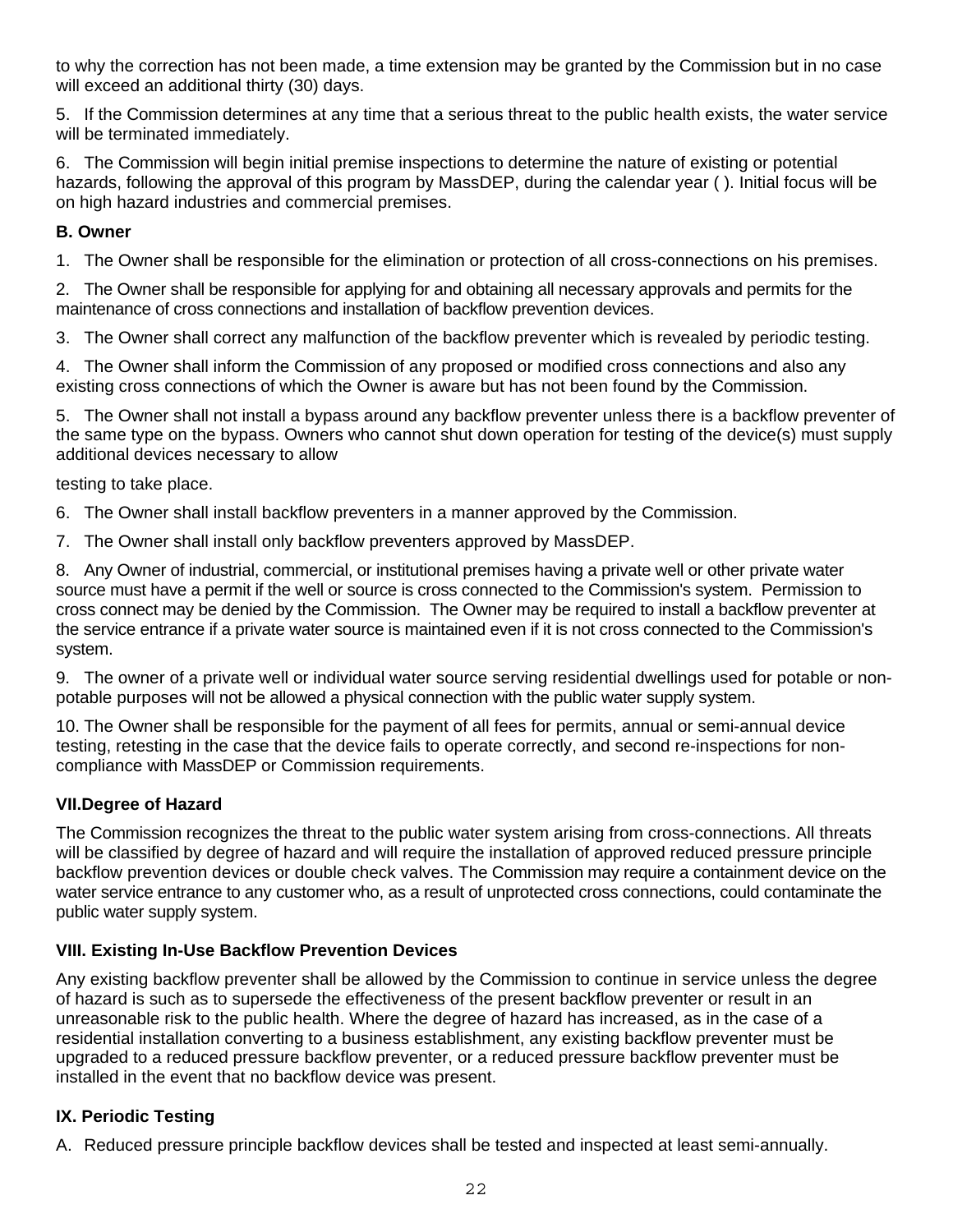to why the correction has not been made, a time extension may be granted by the Commission but in no case will exceed an additional thirty (30) days.

5. If the Commission determines at any time that a serious threat to the public health exists, the water service will be terminated immediately.

6. The Commission will begin initial premise inspections to determine the nature of existing or potential hazards, following the approval of this program by MassDEP, during the calendar year ( ). Initial focus will be on high hazard industries and commercial premises.

**B. Owner**

1. The Owner shall be responsible for the elimination or protection of all cross-connections on his premises.

2. The Owner shall be responsible for applying for and obtaining all necessary approvals and permits for the maintenance of cross connections and installation of backflow prevention devices.

3. The Owner shall correct any malfunction of the backflow preventer which is revealed by periodic testing.

4. The Owner shall inform the Commission of any proposed or modified cross connections and also any existing cross connections of which the Owner is aware but has not been found by the Commission.

5. The Owner shall not install a bypass around any backflow preventer unless there is a backflow preventer of the same type on the bypass. Owners who cannot shut down operation for testing of the device(s) must supply additional devices necessary to allow

testing to take place.

6. The Owner shall install backflow preventers in a manner approved by the Commission.

7. The Owner shall install only backflow preventers approved by MassDEP.

8. Any Owner of industrial, commercial, or institutional premises having a private well or other private water source must have a permit if the well or source is cross connected to the Commission's system. Permission to cross connect may be denied by the Commission. The Owner may be required to install a backflow preventer at the service entrance if a private water source is maintained even if it is not cross connected to the Commission's system.

9. The owner of a private well or individual water source serving residential dwellings used for potable or non-potable purposes will not be allowed a physical connection with the public water supply system.

10. The Owner shall be responsible for the payment of all fees for permits, annual or semi-annual device testing, retesting in the case that the device fails to operate correctly, and second re-inspections for non-compliance with MassDEP or Commission requirements.

### VII.Degree of Hazard

The Commission recognizes the threat to the public water system arising from cross-connections. All threats will be classified by degree of hazard and will require the installation of approved reduced pressure principle backflow prevention devices or double check valves. The Commission may require a containment device on the water service entrance to any customer who, as a result of unprotected cross connections, could contaminate the public water supply system.

### VIII. Existing In-Use Backflow Prevention Devices

Any existing backflow preventer shall be allowed by the Commission to continue in service unless the degree of hazard is such as to supersede the effectiveness of the present backflow preventer or result in an unreasonable risk to the public health. Where the degree of hazard has increased, as in the case of a residential installation converting to a business establishment, any existing backflow preventer must be upgraded to a reduced pressure backflow preventer, or a reduced pressure backflow preventer must be installed in the event that no backflow device was present.

### IX. Periodic Testing

A. Reduced pressure principle backflow devices shall be tested and inspected at least semi-annually.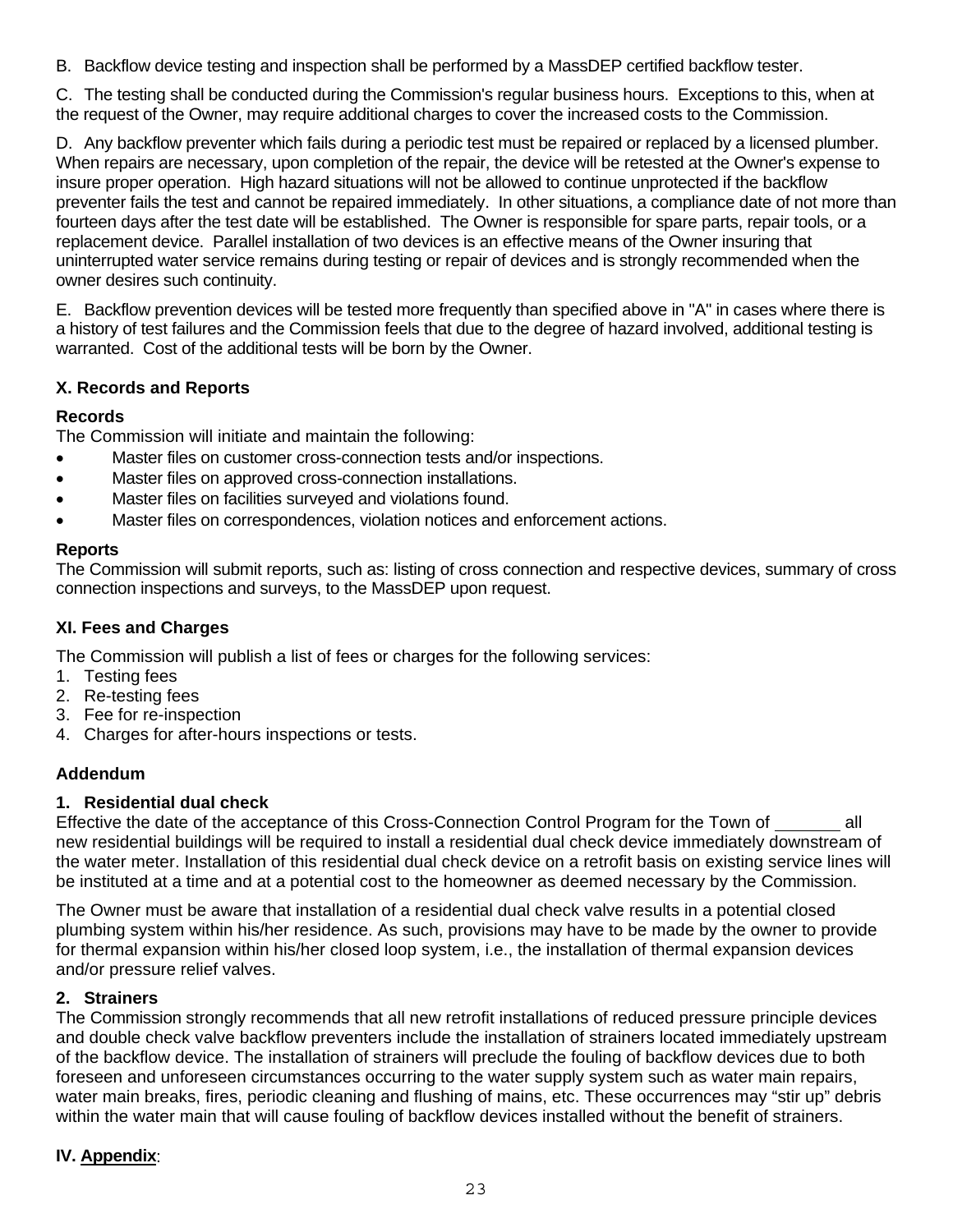B. Backflow device testing and inspection shall be performed by a MassDEP certified backflow tester.

C. The testing shall be conducted during the Commission's regular business hours. Exceptions to this, when at the request of the Owner, may require additional charges to cover the increased costs to the Commission.

D. Any backflow preventer which fails during a periodic test must be repaired or replaced by a licensed plumber. When repairs are necessary, upon completion of the repair, the device will be retested at the Owner's expense to insure proper operation. High hazard situations will not be allowed to continue unprotected if the backflow preventer fails the test and cannot be repaired immediately. In other situations, a compliance date of not more than fourteen days after the test date will be established. The Owner is responsible for spare parts, repair tools, or a replacement device. Parallel installation of two devices is an effective means of the Owner insuring that uninterrupted water service remains during testing or repair of devices and is strongly recommended when the owner desires such continuity.

E. Backflow prevention devices will be tested more frequently than specified above in "A" in cases where there is a history of test failures and the Commission feels that due to the degree of hazard involved, additional testing is warranted. Cost of the additional tests will be born by the Owner.

### X. Records and Reports

**Records**

The Commission will initiate and maintain the following:

- Master files on customer cross-connection tests and/or inspections.
- Master files on approved cross-connection installations.
- Master files on facilities surveyed and violations found.
- Master files on correspondences, violation notices and enforcement actions.

**Reports**

The Commission will submit reports, such as: listing of cross connection and respective devices, summary of cross connection inspections and surveys, to the MassDEP upon request.

### XI. Fees and Charges

The Commission will publish a list of fees or charges for the following services:

1. Testing fees
2. Re-testing fees
3. Fee for re-inspection
4. Charges for after-hours inspections or tests.

### Addendum

**1. Residential dual check**

Effective the date of the acceptance of this Cross-Connection Control Program for the Town of \_\_\_\_\_\_\_ all new residential buildings will be required to install a residential dual check device immediately downstream of the water meter. Installation of this residential dual check device on a retrofit basis on existing service lines will be instituted at a time and at a potential cost to the homeowner as deemed necessary by the Commission.

The Owner must be aware that installation of a residential dual check valve results in a potential closed plumbing system within his/her residence. As such, provisions may have to be made by the owner to provide for thermal expansion within his/her closed loop system, i.e., the installation of thermal expansion devices and/or pressure relief valves.

**2. Strainers**

The Commission strongly recommends that all new retrofit installations of reduced pressure principle devices and double check valve backflow preventers include the installation of strainers located immediately upstream of the backflow device. The installation of strainers will preclude the fouling of backflow devices due to both foreseen and unforeseen circumstances occurring to the water supply system such as water main repairs, water main breaks, fires, periodic cleaning and flushing of mains, etc. These occurrences may "stir up" debris within the water main that will cause fouling of backflow devices installed without the benefit of strainers.

### IV. Appendix: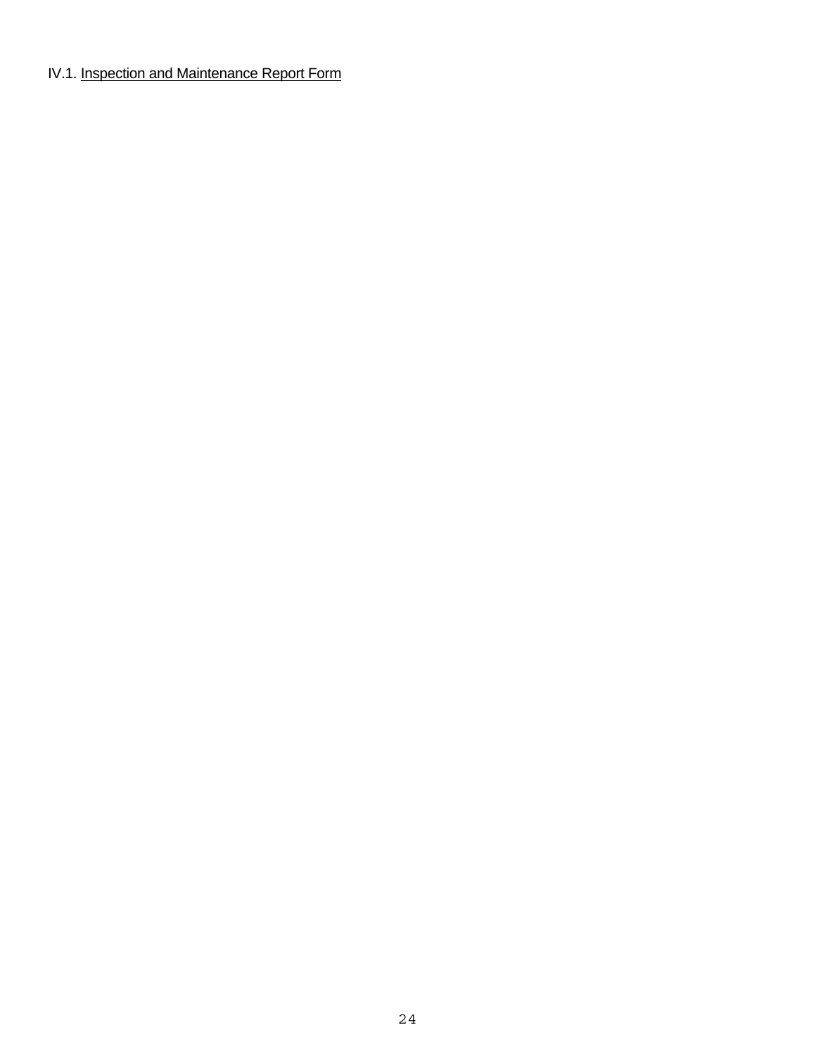IV.1. Inspection and Maintenance Report Form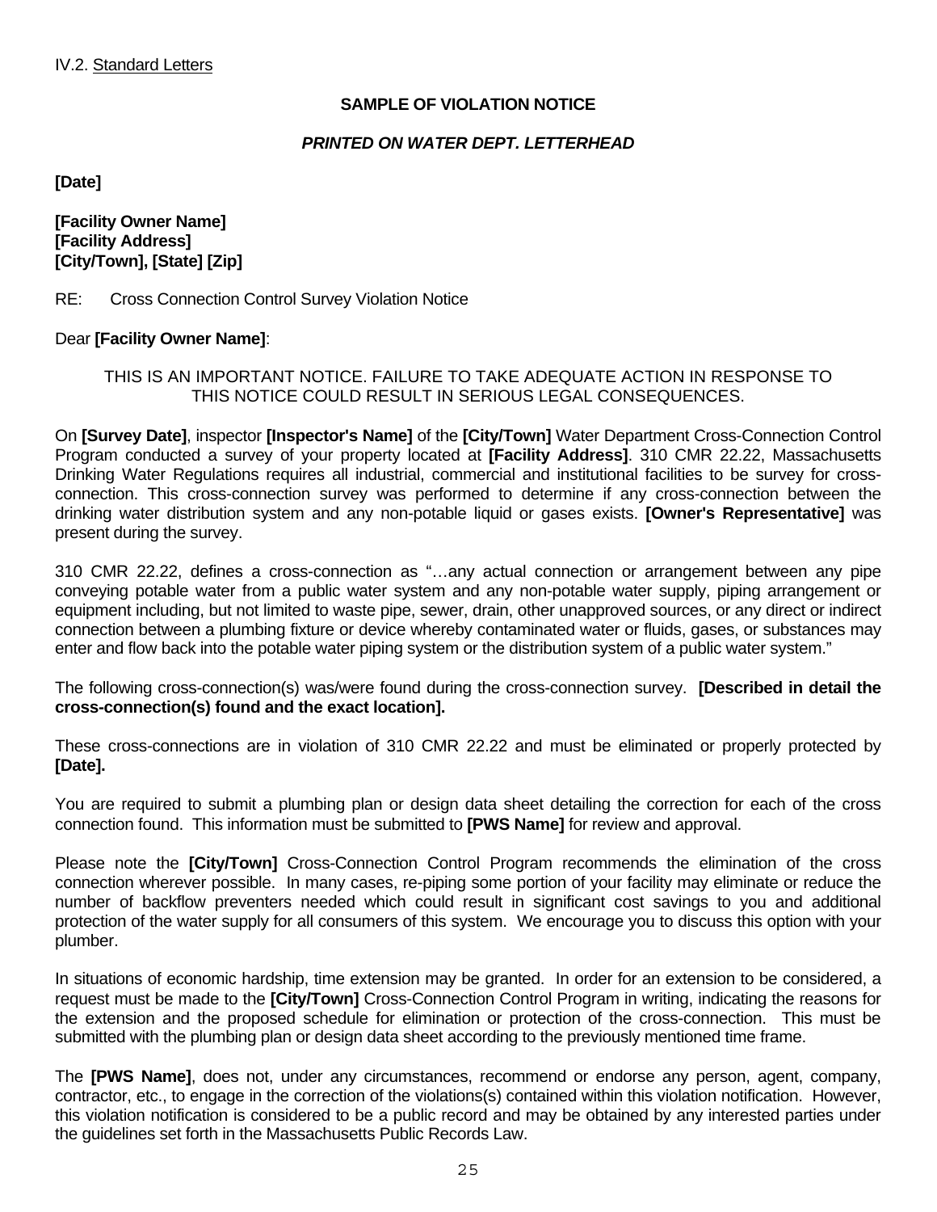IV.2. Standard Letters

**SAMPLE OF VIOLATION NOTICE**

***PRINTED ON WATER DEPT. LETTERHEAD***

**[Date]**

**[Facility Owner Name]**
**[Facility Address]**
**[City/Town], [State] [Zip]**

RE: Cross Connection Control Survey Violation Notice

Dear **[Facility Owner Name]**:

THIS IS AN IMPORTANT NOTICE. FAILURE TO TAKE ADEQUATE ACTION IN RESPONSE TO THIS NOTICE COULD RESULT IN SERIOUS LEGAL CONSEQUENCES.

On **[Survey Date]**, inspector **[Inspector's Name]** of the **[City/Town]** Water Department Cross-Connection Control Program conducted a survey of your property located at **[Facility Address]**. 310 CMR 22.22, Massachusetts Drinking Water Regulations requires all industrial, commercial and institutional facilities to be survey for cross-connection. This cross-connection survey was performed to determine if any cross-connection between the drinking water distribution system and any non-potable liquid or gases exists. **[Owner's Representative]** was present during the survey.

310 CMR 22.22, defines a cross-connection as "…any actual connection or arrangement between any pipe conveying potable water from a public water system and any non-potable water supply, piping arrangement or equipment including, but not limited to waste pipe, sewer, drain, other unapproved sources, or any direct or indirect connection between a plumbing fixture or device whereby contaminated water or fluids, gases, or substances may enter and flow back into the potable water piping system or the distribution system of a public water system."

The following cross-connection(s) was/were found during the cross-connection survey. **[Described in detail the cross-connection(s) found and the exact location].**

These cross-connections are in violation of 310 CMR 22.22 and must be eliminated or properly protected by **[Date].**

You are required to submit a plumbing plan or design data sheet detailing the correction for each of the cross connection found. This information must be submitted to **[PWS Name]** for review and approval.

Please note the **[City/Town]** Cross-Connection Control Program recommends the elimination of the cross connection wherever possible. In many cases, re-piping some portion of your facility may eliminate or reduce the number of backflow preventers needed which could result in significant cost savings to you and additional protection of the water supply for all consumers of this system. We encourage you to discuss this option with your plumber.

In situations of economic hardship, time extension may be granted. In order for an extension to be considered, a request must be made to the **[City/Town]** Cross-Connection Control Program in writing, indicating the reasons for the extension and the proposed schedule for elimination or protection of the cross-connection. This must be submitted with the plumbing plan or design data sheet according to the previously mentioned time frame.

The **[PWS Name]**, does not, under any circumstances, recommend or endorse any person, agent, company, contractor, etc., to engage in the correction of the violations(s) contained within this violation notification. However, this violation notification is considered to be a public record and may be obtained by any interested parties under the guidelines set forth in the Massachusetts Public Records Law.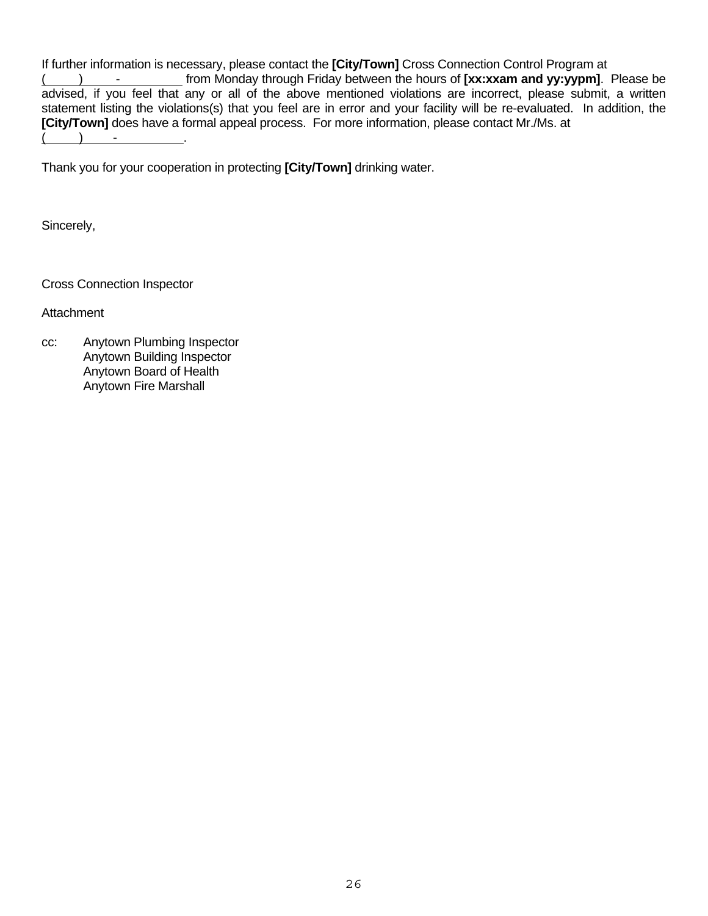If further information is necessary, please contact the **[City/Town]** Cross Connection Control Program at (\_\_\_\_\_) \_\_\_\_-\_\_\_\_\_\_\_\_\_ from Monday through Friday between the hours of **[xx:xxam and yy:yypm]**. Please be advised, if you feel that any or all of the above mentioned violations are incorrect, please submit, a written statement listing the violations(s) that you feel are in error and your facility will be re-evaluated. In addition, the **[City/Town]** does have a formal appeal process. For more information, please contact Mr./Ms. at (\_\_\_\_\_) \_\_\_\_-\_\_\_\_\_\_\_\_\_\_.

Thank you for your cooperation in protecting **[City/Town]** drinking water.

Sincerely,

Cross Connection Inspector

Attachment

cc: Anytown Plumbing Inspector
Anytown Building Inspector
Anytown Board of Health
Anytown Fire Marshall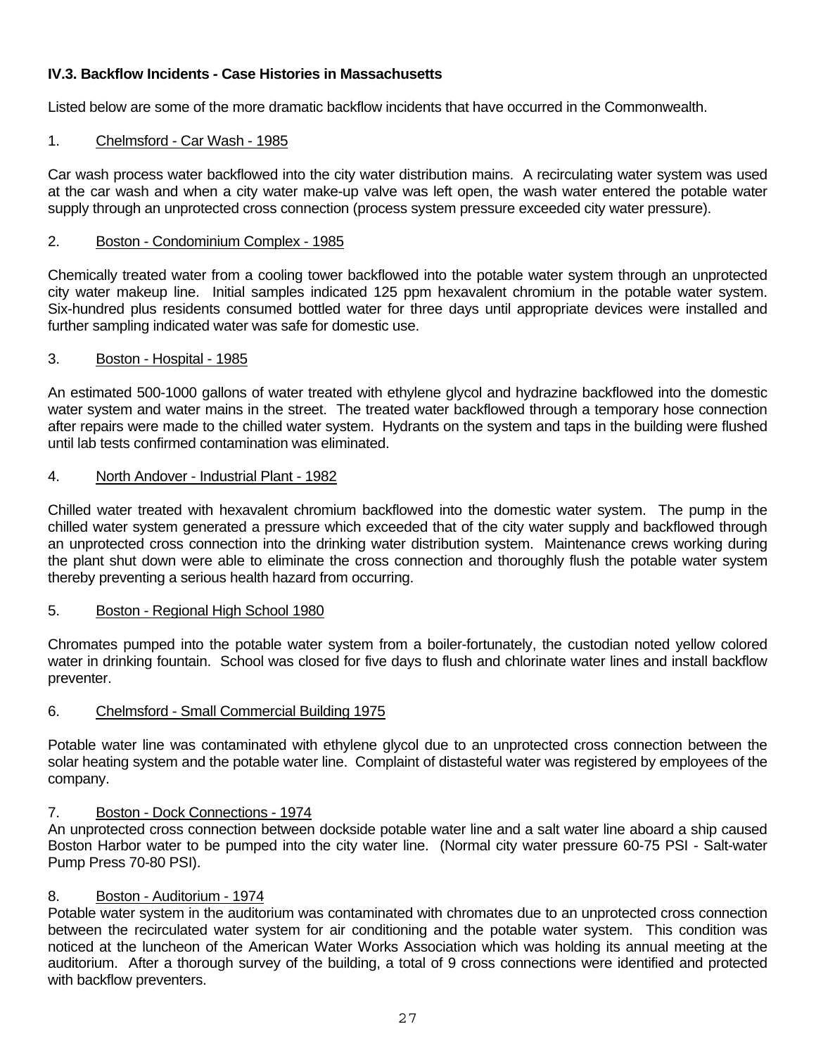### IV.3. Backflow Incidents - Case Histories in Massachusetts

Listed below are some of the more dramatic backflow incidents that have occurred in the Commonwealth.

1. Chelmsford - Car Wash - 1985

Car wash process water backflowed into the city water distribution mains. A recirculating water system was used at the car wash and when a city water make-up valve was left open, the wash water entered the potable water supply through an unprotected cross connection (process system pressure exceeded city water pressure).

2. Boston - Condominium Complex - 1985

Chemically treated water from a cooling tower backflowed into the potable water system through an unprotected city water makeup line. Initial samples indicated 125 ppm hexavalent chromium in the potable water system. Six-hundred plus residents consumed bottled water for three days until appropriate devices were installed and further sampling indicated water was safe for domestic use.

3. Boston - Hospital - 1985

An estimated 500-1000 gallons of water treated with ethylene glycol and hydrazine backflowed into the domestic water system and water mains in the street. The treated water backflowed through a temporary hose connection after repairs were made to the chilled water system. Hydrants on the system and taps in the building were flushed until lab tests confirmed contamination was eliminated.

4. North Andover - Industrial Plant - 1982

Chilled water treated with hexavalent chromium backflowed into the domestic water system. The pump in the chilled water system generated a pressure which exceeded that of the city water supply and backflowed through an unprotected cross connection into the drinking water distribution system. Maintenance crews working during the plant shut down were able to eliminate the cross connection and thoroughly flush the potable water system thereby preventing a serious health hazard from occurring.

5. Boston - Regional High School 1980

Chromates pumped into the potable water system from a boiler-fortunately, the custodian noted yellow colored water in drinking fountain. School was closed for five days to flush and chlorinate water lines and install backflow preventer.

6. Chelmsford - Small Commercial Building 1975

Potable water line was contaminated with ethylene glycol due to an unprotected cross connection between the solar heating system and the potable water line. Complaint of distasteful water was registered by employees of the company.

7. Boston - Dock Connections - 1974

An unprotected cross connection between dockside potable water line and a salt water line aboard a ship caused Boston Harbor water to be pumped into the city water line. (Normal city water pressure 60-75 PSI - Salt-water Pump Press 70-80 PSI).

8. Boston - Auditorium - 1974

Potable water system in the auditorium was contaminated with chromates due to an unprotected cross connection between the recirculated water system for air conditioning and the potable water system. This condition was noticed at the luncheon of the American Water Works Association which was holding its annual meeting at the auditorium. After a thorough survey of the building, a total of 9 cross connections were identified and protected with backflow preventers.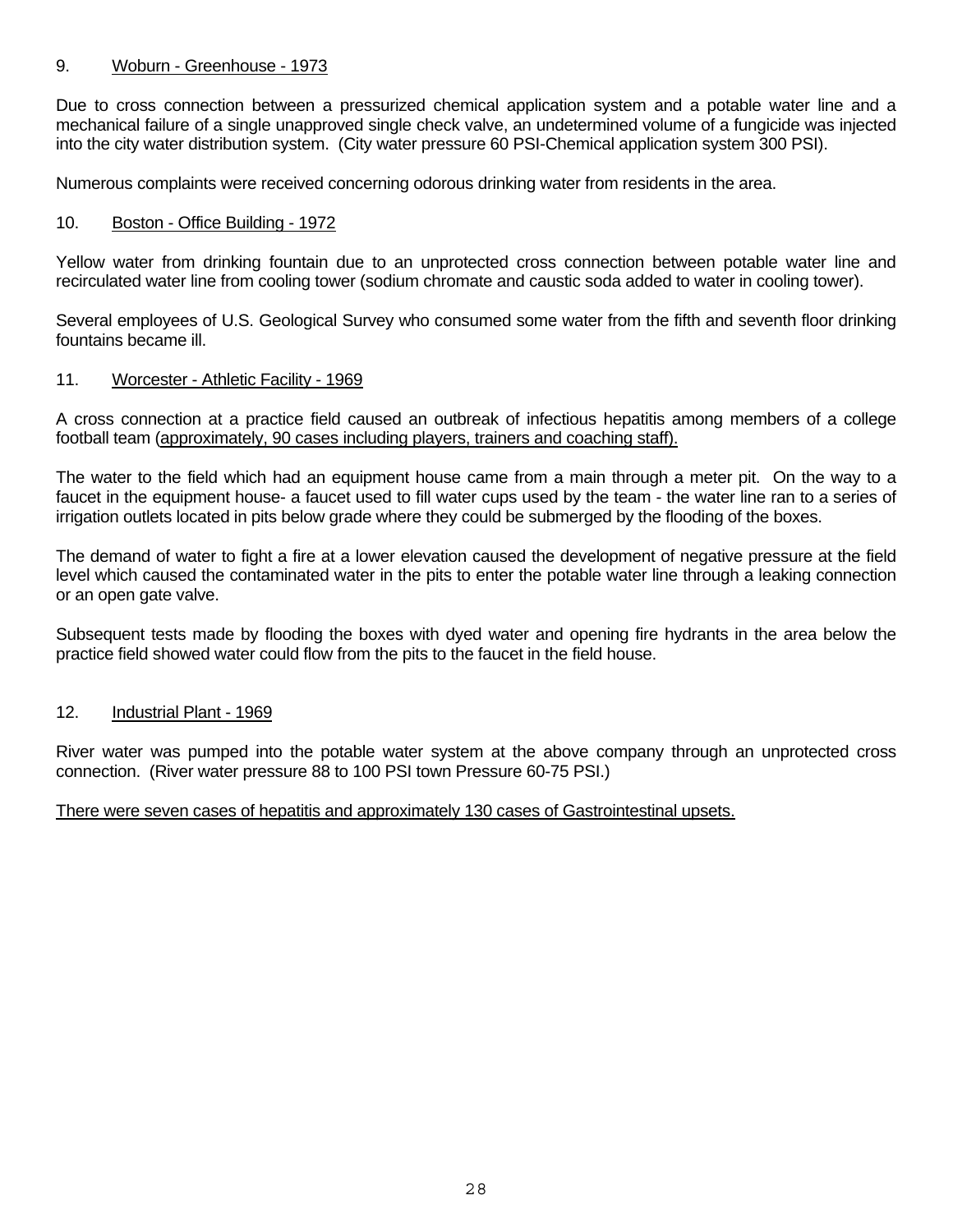9. Woburn - Greenhouse - 1973

Due to cross connection between a pressurized chemical application system and a potable water line and a mechanical failure of a single unapproved single check valve, an undetermined volume of a fungicide was injected into the city water distribution system. (City water pressure 60 PSI-Chemical application system 300 PSI).

Numerous complaints were received concerning odorous drinking water from residents in the area.

10. Boston - Office Building - 1972

Yellow water from drinking fountain due to an unprotected cross connection between potable water line and recirculated water line from cooling tower (sodium chromate and caustic soda added to water in cooling tower).

Several employees of U.S. Geological Survey who consumed some water from the fifth and seventh floor drinking fountains became ill.

11. Worcester - Athletic Facility - 1969

A cross connection at a practice field caused an outbreak of infectious hepatitis among members of a college football team (approximately, 90 cases including players, trainers and coaching staff).

The water to the field which had an equipment house came from a main through a meter pit. On the way to a faucet in the equipment house- a faucet used to fill water cups used by the team - the water line ran to a series of irrigation outlets located in pits below grade where they could be submerged by the flooding of the boxes.

The demand of water to fight a fire at a lower elevation caused the development of negative pressure at the field level which caused the contaminated water in the pits to enter the potable water line through a leaking connection or an open gate valve.

Subsequent tests made by flooding the boxes with dyed water and opening fire hydrants in the area below the practice field showed water could flow from the pits to the faucet in the field house.

12. Industrial Plant - 1969

River water was pumped into the potable water system at the above company through an unprotected cross connection. (River water pressure 88 to 100 PSI town Pressure 60-75 PSI.)

There were seven cases of hepatitis and approximately 130 cases of Gastrointestinal upsets.